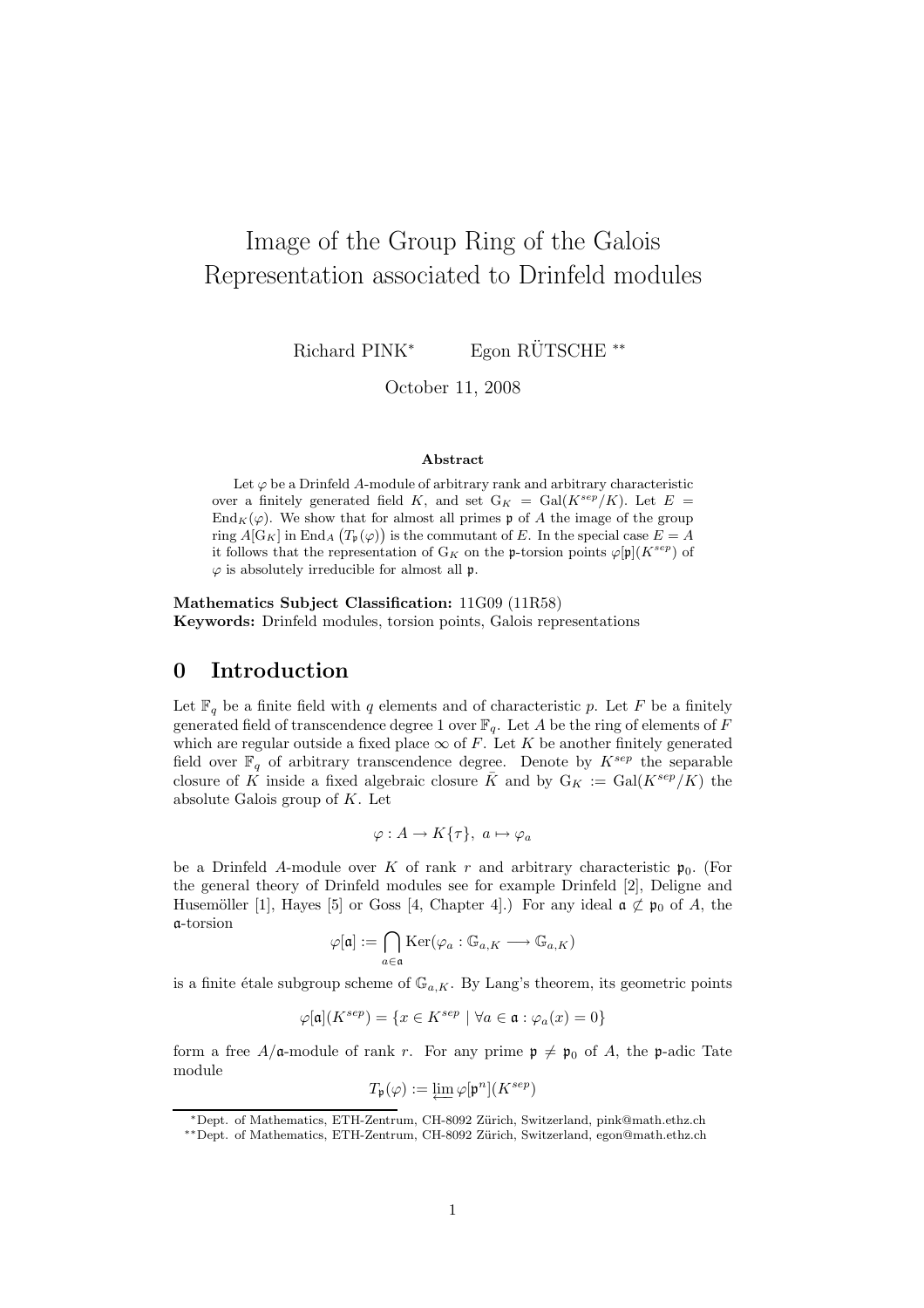# Image of the Group Ring of the Galois Representation associated to Drinfeld modules

Richard PINK* Egon RÜTSCHE **

October 11, 2008

**Abstract**

Let $\varphi$ be a Drinfeld $A$-module of arbitrary rank and arbitrary characteristic over a finitely generated field $K$, and set $\mathrm{G}_K = \mathrm{Gal}(K^{sep}/K)$. Let $E = \mathrm{End}_K(\varphi)$. We show that for almost all primes $\mathfrak{p}$ of $A$ the image of the group ring $A[\mathrm{G}_K]$ in $\mathrm{End}_A\big(T_\mathfrak{p}(\varphi)\big)$ is the commutant of $E$. In the special case $E = A$ it follows that the representation of $\mathrm{G}_K$ on the $\mathfrak{p}$-torsion points $\varphi[\mathfrak{p}](K^{sep})$ of $\varphi$ is absolutely irreducible for almost all $\mathfrak{p}$.

**Mathematics Subject Classification:** 11G09 (11R58)
**Keywords:** Drinfeld modules, torsion points, Galois representations

## 0 Introduction

Let $\mathbb{F}_q$ be a finite field with $q$ elements and of characteristic $p$. Let $F$ be a finitely generated field of transcendence degree 1 over $\mathbb{F}_q$. Let $A$ be the ring of elements of $F$ which are regular outside a fixed place $\infty$ of $F$. Let $K$ be another finitely generated field over $\mathbb{F}_q$ of arbitrary transcendence degree. Denote by $K^{sep}$ the separable closure of $K$ inside a fixed algebraic closure $\bar{K}$ and by $\mathrm{G}_K := \mathrm{Gal}(K^{sep}/K)$ the absolute Galois group of $K$. Let

$$\varphi : A \to K\{\tau\},\ a \mapsto \varphi_a$$

be a Drinfeld $A$-module over $K$ of rank $r$ and arbitrary characteristic $\mathfrak{p}_0$. (For the general theory of Drinfeld modules see for example Drinfeld [2], Deligne and Husemöller [1], Hayes [5] or Goss [4, Chapter 4].) For any ideal $\mathfrak{a} \not\subset \mathfrak{p}_0$ of $A$, the $\mathfrak{a}$-torsion

$$\varphi[\mathfrak{a}] := \bigcap_{a\in\mathfrak{a}} \mathrm{Ker}(\varphi_a : \mathbb{G}_{a,K} \longrightarrow \mathbb{G}_{a,K})$$

is a finite étale subgroup scheme of $\mathbb{G}_{a,K}$. By Lang's theorem, its geometric points

$$\varphi[\mathfrak{a}](K^{sep}) = \{x \in K^{sep} \mid \forall a \in \mathfrak{a} : \varphi_a(x) = 0\}$$

form a free $A/\mathfrak{a}$-module of rank $r$. For any prime $\mathfrak{p} \neq \mathfrak{p}_0$ of $A$, the $\mathfrak{p}$-adic Tate module

$$T_\mathfrak{p}(\varphi) := \varprojlim \varphi[\mathfrak{p}^n](K^{sep})$$

---

*Dept. of Mathematics, ETH-Zentrum, CH-8092 Zürich, Switzerland, pink@math.ethz.ch
**Dept. of Mathematics, ETH-Zentrum, CH-8092 Zürich, Switzerland, egon@math.ethz.ch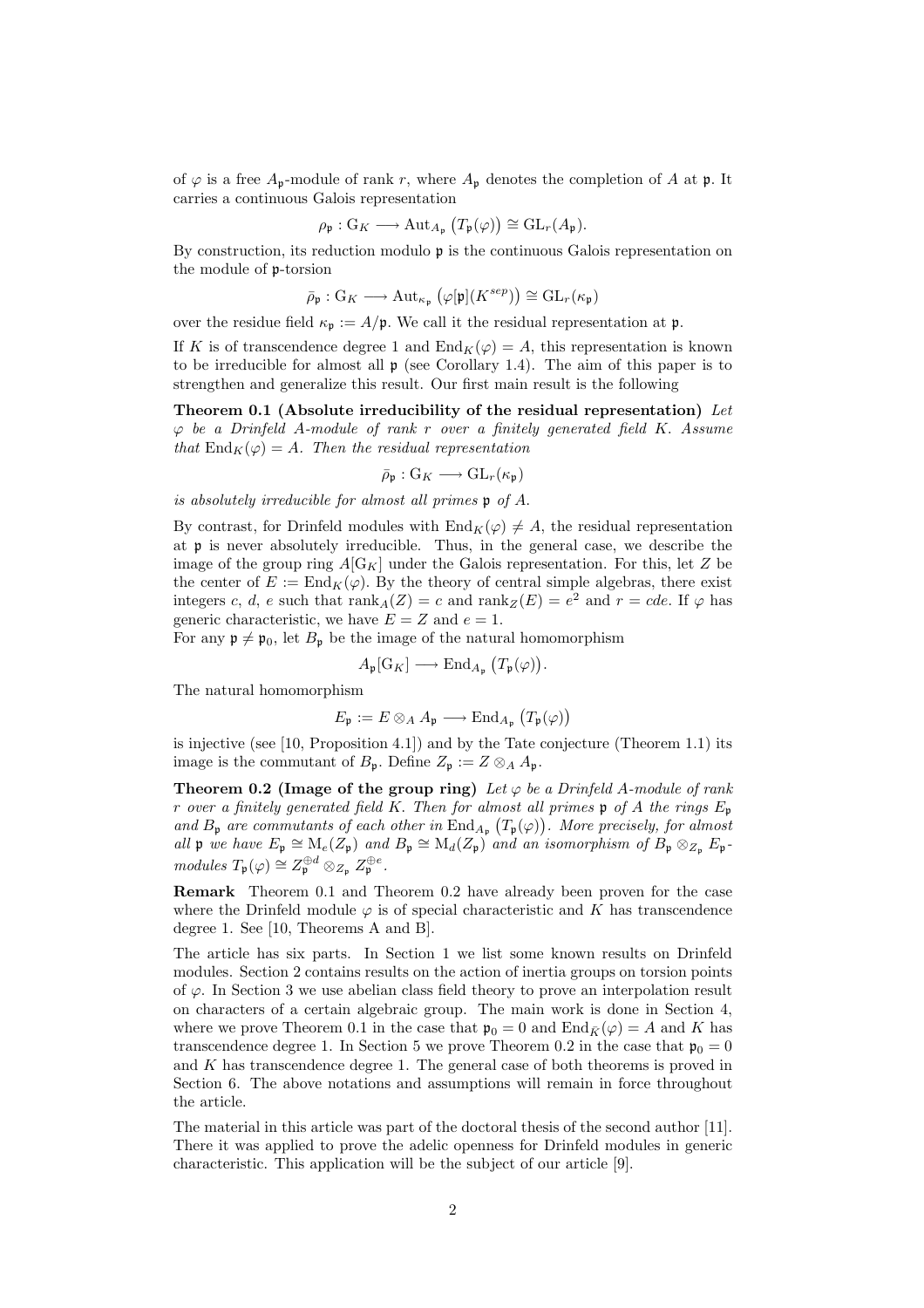of $\varphi$ is a free $A_\mathfrak{p}$-module of rank $r$, where $A_\mathfrak{p}$ denotes the completion of $A$ at $\mathfrak{p}$. It carries a continuous Galois representation

$$\rho_\mathfrak{p} : \mathrm{G}_K \longrightarrow \mathrm{Aut}_{A_\mathfrak{p}}\big(T_\mathfrak{p}(\varphi)\big) \cong \mathrm{GL}_r(A_\mathfrak{p}).$$

By construction, its reduction modulo $\mathfrak{p}$ is the continuous Galois representation on the module of $\mathfrak{p}$-torsion

$$\bar{\rho}_\mathfrak{p} : \mathrm{G}_K \longrightarrow \mathrm{Aut}_{\kappa_\mathfrak{p}}\big(\varphi[\mathfrak{p}](K^{sep})\big) \cong \mathrm{GL}_r(\kappa_\mathfrak{p})$$

over the residue field $\kappa_\mathfrak{p} := A/\mathfrak{p}$. We call it the residual representation at $\mathfrak{p}$.

If $K$ is of transcendence degree 1 and $\mathrm{End}_K(\varphi) = A$, this representation is known to be irreducible for almost all $\mathfrak{p}$ (see Corollary 1.4). The aim of this paper is to strengthen and generalize this result. Our first main result is the following

**Theorem 0.1 (Absolute irreducibility of the residual representation)** *Let $\varphi$ be a Drinfeld $A$-module of rank $r$ over a finitely generated field $K$. Assume that $\mathrm{End}_K(\varphi) = A$. Then the residual representation*

$$\bar{\rho}_\mathfrak{p} : \mathrm{G}_K \longrightarrow \mathrm{GL}_r(\kappa_\mathfrak{p})$$

*is absolutely irreducible for almost all primes $\mathfrak{p}$ of $A$.*

By contrast, for Drinfeld modules with $\mathrm{End}_K(\varphi) \neq A$, the residual representation at $\mathfrak{p}$ is never absolutely irreducible. Thus, in the general case, we describe the image of the group ring $A[\mathrm{G}_K]$ under the Galois representation. For this, let $Z$ be the center of $E := \mathrm{End}_K(\varphi)$. By the theory of central simple algebras, there exist integers $c$, $d$, $e$ such that $\mathrm{rank}_A(Z) = c$ and $\mathrm{rank}_Z(E) = e^2$ and $r = cde$. If $\varphi$ has generic characteristic, we have $E = Z$ and $e = 1$.

For any $\mathfrak{p} \neq \mathfrak{p}_0$, let $B_\mathfrak{p}$ be the image of the natural homomorphism

$$A_\mathfrak{p}[\mathrm{G}_K] \longrightarrow \mathrm{End}_{A_\mathfrak{p}}\big(T_\mathfrak{p}(\varphi)\big).$$

The natural homomorphism

$$E_\mathfrak{p} := E \otimes_A A_\mathfrak{p} \longrightarrow \mathrm{End}_{A_\mathfrak{p}}\big(T_\mathfrak{p}(\varphi)\big)$$

is injective (see [10, Proposition 4.1]) and by the Tate conjecture (Theorem 1.1) its image is the commutant of $B_\mathfrak{p}$. Define $Z_\mathfrak{p} := Z \otimes_A A_\mathfrak{p}$.

**Theorem 0.2 (Image of the group ring)** *Let $\varphi$ be a Drinfeld $A$-module of rank $r$ over a finitely generated field $K$. Then for almost all primes $\mathfrak{p}$ of $A$ the rings $E_\mathfrak{p}$ and $B_\mathfrak{p}$ are commutants of each other in $\mathrm{End}_{A_\mathfrak{p}}\big(T_\mathfrak{p}(\varphi)\big)$. More precisely, for almost all $\mathfrak{p}$ we have $E_\mathfrak{p} \cong \mathrm{M}_e(Z_\mathfrak{p})$ and $B_\mathfrak{p} \cong \mathrm{M}_d(Z_\mathfrak{p})$ and an isomorphism of $B_\mathfrak{p} \otimes_{Z_\mathfrak{p}} E_\mathfrak{p}$-modules $T_\mathfrak{p}(\varphi) \cong Z_\mathfrak{p}^{\oplus d} \otimes_{Z_\mathfrak{p}} Z_\mathfrak{p}^{\oplus e}$.*

**Remark** Theorem 0.1 and Theorem 0.2 have already been proven for the case where the Drinfeld module $\varphi$ is of special characteristic and $K$ has transcendence degree 1. See [10, Theorems A and B].

The article has six parts. In Section 1 we list some known results on Drinfeld modules. Section 2 contains results on the action of inertia groups on torsion points of $\varphi$. In Section 3 we use abelian class field theory to prove an interpolation result on characters of a certain algebraic group. The main work is done in Section 4, where we prove Theorem 0.1 in the case that $\mathfrak{p}_0 = 0$ and $\mathrm{End}_{\bar{K}}(\varphi) = A$ and $K$ has transcendence degree 1. In Section 5 we prove Theorem 0.2 in the case that $\mathfrak{p}_0 = 0$ and $K$ has transcendence degree 1. The general case of both theorems is proved in Section 6. The above notations and assumptions will remain in force throughout the article.

The material in this article was part of the doctoral thesis of the second author [11]. There it was applied to prove the adelic openness for Drinfeld modules in generic characteristic. This application will be the subject of our article [9].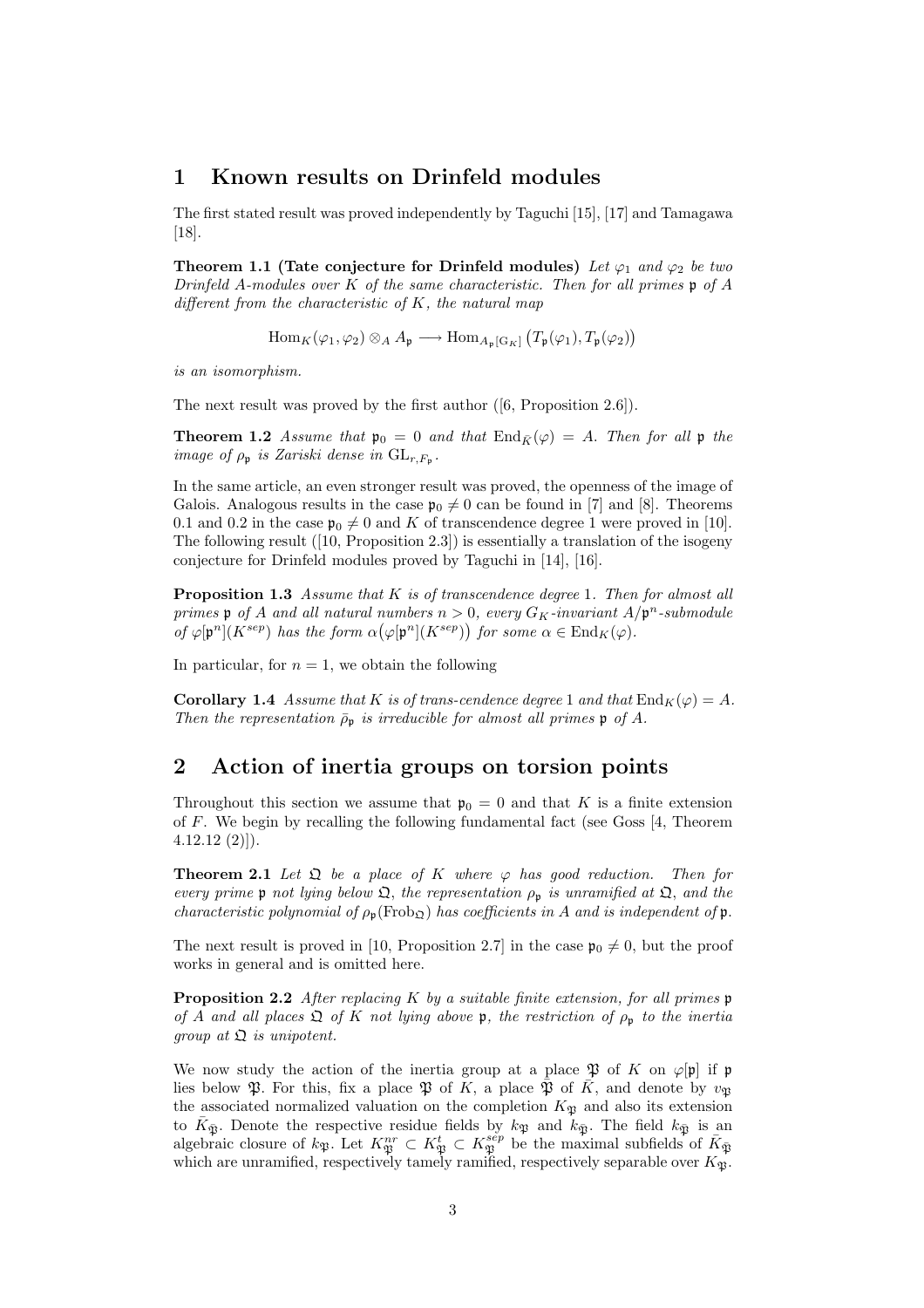## 1 Known results on Drinfeld modules

The first stated result was proved independently by Taguchi [15], [17] and Tamagawa [18].

**Theorem 1.1 (Tate conjecture for Drinfeld modules)** *Let $\varphi_1$ and $\varphi_2$ be two Drinfeld $A$-modules over $K$ of the same characteristic. Then for all primes $\mathfrak{p}$ of $A$ different from the characteristic of $K$, the natural map*

$$\operatorname{Hom}_K(\varphi_1, \varphi_2) \otimes_A A_{\mathfrak{p}} \longrightarrow \operatorname{Hom}_{A_{\mathfrak{p}}[\mathrm{G}_K]}\big(T_{\mathfrak{p}}(\varphi_1), T_{\mathfrak{p}}(\varphi_2)\big)$$

*is an isomorphism.*

The next result was proved by the first author ([6, Proposition 2.6]).

**Theorem 1.2** *Assume that $\mathfrak{p}_0 = 0$ and that $\operatorname{End}_{\bar{K}}(\varphi) = A$. Then for all $\mathfrak{p}$ the image of $\rho_{\mathfrak{p}}$ is Zariski dense in $\mathrm{GL}_{r,F_{\mathfrak{p}}}$.*

In the same article, an even stronger result was proved, the openness of the image of Galois. Analogous results in the case $\mathfrak{p}_0 \neq 0$ can be found in [7] and [8]. Theorems 0.1 and 0.2 in the case $\mathfrak{p}_0 \neq 0$ and $K$ of transcendence degree 1 were proved in [10]. The following result ([10, Proposition 2.3]) is essentially a translation of the isogeny conjecture for Drinfeld modules proved by Taguchi in [14], [16].

**Proposition 1.3** *Assume that $K$ is of transcendence degree 1. Then for almost all primes $\mathfrak{p}$ of $A$ and all natural numbers $n > 0$, every $G_K$-invariant $A/\mathfrak{p}^n$-submodule of $\varphi[\mathfrak{p}^n](K^{sep})$ has the form $\alpha\big(\varphi[\mathfrak{p}^n](K^{sep})\big)$ for some $\alpha \in \operatorname{End}_K(\varphi)$.*

In particular, for $n = 1$, we obtain the following

**Corollary 1.4** *Assume that $K$ is of trans-cendence degree 1 and that $\operatorname{End}_K(\varphi) = A$. Then the representation $\bar{\rho}_{\mathfrak{p}}$ is irreducible for almost all primes $\mathfrak{p}$ of $A$.*

## 2 Action of inertia groups on torsion points

Throughout this section we assume that $\mathfrak{p}_0 = 0$ and that $K$ is a finite extension of $F$. We begin by recalling the following fundamental fact (see Goss [4, Theorem 4.12.12 (2)]).

**Theorem 2.1** *Let $\mathfrak{Q}$ be a place of $K$ where $\varphi$ has good reduction. Then for every prime $\mathfrak{p}$ not lying below $\mathfrak{Q}$, the representation $\rho_{\mathfrak{p}}$ is unramified at $\mathfrak{Q}$, and the characteristic polynomial of $\rho_{\mathfrak{p}}(\mathrm{Frob}_{\mathfrak{Q}})$ has coefficients in $A$ and is independent of $\mathfrak{p}$.*

The next result is proved in [10, Proposition 2.7] in the case $\mathfrak{p}_0 \neq 0$, but the proof works in general and is omitted here.

**Proposition 2.2** *After replacing $K$ by a suitable finite extension, for all primes $\mathfrak{p}$ of $A$ and all places $\mathfrak{Q}$ of $K$ not lying above $\mathfrak{p}$, the restriction of $\rho_{\mathfrak{p}}$ to the inertia group at $\mathfrak{Q}$ is unipotent.*

We now study the action of the inertia group at a place $\mathfrak{P}$ of $K$ on $\varphi[\mathfrak{p}]$ if $\mathfrak{p}$ lies below $\mathfrak{P}$. For this, fix a place $\mathfrak{P}$ of $K$, a place $\bar{\mathfrak{P}}$ of $\bar{K}$, and denote by $v_{\mathfrak{P}}$ the associated normalized valuation on the completion $K_{\mathfrak{P}}$ and also its extension to $\bar{K}_{\bar{\mathfrak{P}}}$. Denote the respective residue fields by $k_{\mathfrak{P}}$ and $k_{\bar{\mathfrak{P}}}$. The field $k_{\bar{\mathfrak{P}}}$ is an algebraic closure of $k_{\mathfrak{P}}$. Let $K_{\mathfrak{P}}^{nr} \subset K_{\mathfrak{P}}^{t} \subset K_{\mathfrak{P}}^{sep}$ be the maximal subfields of $\bar{K}_{\bar{\mathfrak{P}}}$ which are unramified, respectively tamely ramified, respectively separable over $K_{\mathfrak{P}}$.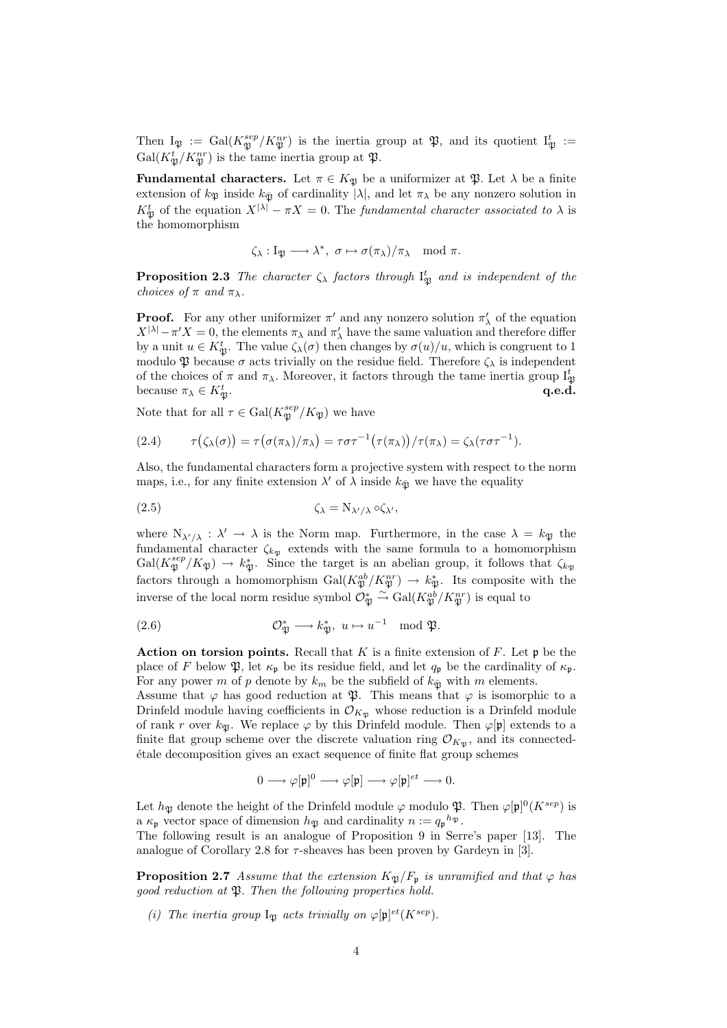Then $\mathrm{I}_{\mathfrak{P}} := \mathrm{Gal}(K_{\mathfrak{P}}^{sep}/K_{\mathfrak{P}}^{nr})$ is the inertia group at $\mathfrak{P}$, and its quotient $\mathrm{I}_{\mathfrak{P}}^t := \mathrm{Gal}(K_{\mathfrak{P}}^t/K_{\mathfrak{P}}^{nr})$ is the tame inertia group at $\mathfrak{P}$.

**Fundamental characters.** Let $\pi \in K_{\mathfrak{P}}$ be a uniformizer at $\mathfrak{P}$. Let $\lambda$ be a finite extension of $k_{\mathfrak{P}}$ inside $k_{\bar{\mathfrak{P}}}$ of cardinality $|\lambda|$, and let $\pi_\lambda$ be any nonzero solution in $K_{\mathfrak{P}}^t$ of the equation $X^{|\lambda|} - \pi X = 0$. The *fundamental character associated to* $\lambda$ is the homomorphism

$$\zeta_\lambda : \mathrm{I}_{\mathfrak{P}} \longrightarrow \lambda^*,\ \sigma \mapsto \sigma(\pi_\lambda)/\pi_\lambda \mod \pi.$$

**Proposition 2.3** *The character $\zeta_\lambda$ factors through $\mathrm{I}_{\mathfrak{P}}^t$ and is independent of the choices of $\pi$ and $\pi_\lambda$.*

**Proof.** For any other uniformizer $\pi'$ and any nonzero solution $\pi'_\lambda$ of the equation $X^{|\lambda|} - \pi' X = 0$, the elements $\pi_\lambda$ and $\pi'_\lambda$ have the same valuation and therefore differ by a unit $u \in K_{\mathfrak{P}}^t$. The value $\zeta_\lambda(\sigma)$ then changes by $\sigma(u)/u$, which is congruent to 1 modulo $\mathfrak{P}$ because $\sigma$ acts trivially on the residue field. Therefore $\zeta_\lambda$ is independent of the choices of $\pi$ and $\pi_\lambda$. Moreover, it factors through the tame inertia group $\mathrm{I}_{\mathfrak{P}}^t$ because $\pi_\lambda \in K_{\mathfrak{P}}^t$. **q.e.d.**

Note that for all $\tau \in \mathrm{Gal}(K_{\mathfrak{P}}^{sep}/K_{\mathfrak{P}})$ we have

$$\tau\big(\zeta_\lambda(\sigma)\big) = \tau\big(\sigma(\pi_\lambda)/\pi_\lambda\big) = \tau\sigma\tau^{-1}\big(\tau(\pi_\lambda)\big)/\tau(\pi_\lambda) = \zeta_\lambda(\tau\sigma\tau^{-1}). \tag{2.4}$$

Also, the fundamental characters form a projective system with respect to the norm maps, i.e., for any finite extension $\lambda'$ of $\lambda$ inside $k_{\bar{\mathfrak{P}}}$ we have the equality

$$\zeta_\lambda = \mathrm{N}_{\lambda'/\lambda} \circ \zeta_{\lambda'}, \tag{2.5}$$

where $\mathrm{N}_{\lambda'/\lambda} : \lambda' \to \lambda$ is the Norm map. Furthermore, in the case $\lambda = k_{\mathfrak{P}}$ the fundamental character $\zeta_{k_{\mathfrak{P}}}$ extends with the same formula to a homomorphism $\mathrm{Gal}(K_{\mathfrak{P}}^{sep}/K_{\mathfrak{P}}) \to k_{\mathfrak{P}}^*$. Since the target is an abelian group, it follows that $\zeta_{k_{\mathfrak{P}}}$ factors through a homomorphism $\mathrm{Gal}(K_{\mathfrak{P}}^{ab}/K_{\mathfrak{P}}^{nr}) \to k_{\mathfrak{P}}^*$. Its composite with the inverse of the local norm residue symbol $\mathcal{O}_{\mathfrak{P}}^* \xrightarrow{\sim} \mathrm{Gal}(K_{\mathfrak{P}}^{ab}/K_{\mathfrak{P}}^{nr})$ is equal to

$$\mathcal{O}_{\mathfrak{P}}^* \longrightarrow k_{\mathfrak{P}}^*,\ u \mapsto u^{-1} \mod \mathfrak{P}. \tag{2.6}$$

**Action on torsion points.** Recall that $K$ is a finite extension of $F$. Let $\mathfrak{p}$ be the place of $F$ below $\mathfrak{P}$, let $\kappa_{\mathfrak{p}}$ be its residue field, and let $q_{\mathfrak{p}}$ be the cardinality of $\kappa_{\mathfrak{p}}$. For any power $m$ of $p$ denote by $k_m$ be the subfield of $k_{\bar{\mathfrak{P}}}$ with $m$ elements.

Assume that $\varphi$ has good reduction at $\mathfrak{P}$. This means that $\varphi$ is isomorphic to a Drinfeld module having coefficients in $\mathcal{O}_{K_{\mathfrak{P}}}$ whose reduction is a Drinfeld module of rank $r$ over $k_{\mathfrak{P}}$. We replace $\varphi$ by this Drinfeld module. Then $\varphi[\mathfrak{p}]$ extends to a finite flat group scheme over the discrete valuation ring $\mathcal{O}_{K_{\mathfrak{P}}}$, and its connected-étale decomposition gives an exact sequence of finite flat group schemes

$$0 \longrightarrow \varphi[\mathfrak{p}]^0 \longrightarrow \varphi[\mathfrak{p}] \longrightarrow \varphi[\mathfrak{p}]^{et} \longrightarrow 0.$$

Let $h_{\mathfrak{P}}$ denote the height of the Drinfeld module $\varphi$ modulo $\mathfrak{P}$. Then $\varphi[\mathfrak{p}]^0(K^{sep})$ is a $\kappa_{\mathfrak{p}}$ vector space of dimension $h_{\mathfrak{P}}$ and cardinality $n := q_{\mathfrak{p}}{}^{h_{\mathfrak{P}}}$.

The following result is an analogue of Proposition 9 in Serre's paper [13]. The analogue of Corollary 2.8 for $\tau$-sheaves has been proven by Gardeyn in [3].

**Proposition 2.7** *Assume that the extension $K_{\mathfrak{P}}/F_{\mathfrak{p}}$ is unramified and that $\varphi$ has good reduction at $\mathfrak{P}$. Then the following properties hold.*

(i) *The inertia group $\mathrm{I}_{\mathfrak{P}}$ acts trivially on $\varphi[\mathfrak{p}]^{et}(K^{sep})$.*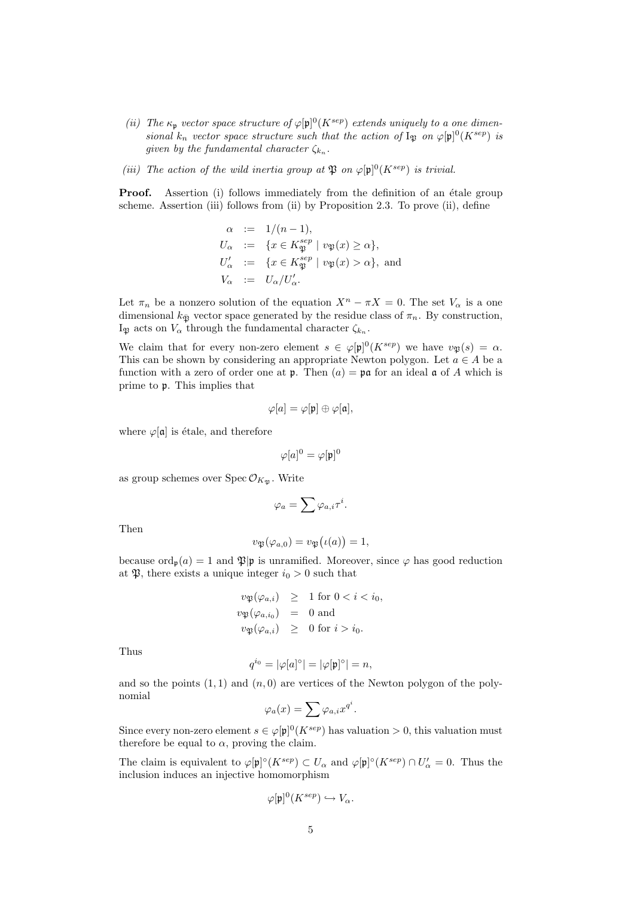*(ii) The $\kappa_\mathfrak{p}$ vector space structure of $\varphi[\mathfrak{p}]^0(K^{sep})$ extends uniquely to a one dimensional $k_n$ vector space structure such that the action of $\mathrm{I}_\mathfrak{P}$ on $\varphi[\mathfrak{p}]^0(K^{sep})$ is given by the fundamental character $\zeta_{k_n}$.*

*(iii) The action of the wild inertia group at $\mathfrak{P}$ on $\varphi[\mathfrak{p}]^0(K^{sep})$ is trivial.*

**Proof.** Assertion (i) follows immediately from the definition of an étale group scheme. Assertion (iii) follows from (ii) by Proposition 2.3. To prove (ii), define

$$
\begin{aligned}
\alpha &:= 1/(n-1), \\
U_\alpha &:= \{x \in K_\mathfrak{P}^{sep} \mid v_\mathfrak{P}(x) \geq \alpha\}, \\
U'_\alpha &:= \{x \in K_\mathfrak{P}^{sep} \mid v_\mathfrak{P}(x) > \alpha\}, \text{ and} \\
V_\alpha &:= U_\alpha / U'_\alpha.
\end{aligned}
$$

Let $\pi_n$ be a nonzero solution of the equation $X^n - \pi X = 0$. The set $V_\alpha$ is a one dimensional $k_{\bar{\mathfrak{P}}}$ vector space generated by the residue class of $\pi_n$. By construction, $\mathrm{I}_\mathfrak{P}$ acts on $V_\alpha$ through the fundamental character $\zeta_{k_n}$.

We claim that for every non-zero element $s \in \varphi[\mathfrak{p}]^0(K^{sep})$ we have $v_\mathfrak{P}(s) = \alpha$. This can be shown by considering an appropriate Newton polygon. Let $a \in A$ be a function with a zero of order one at $\mathfrak{p}$. Then $(a) = \mathfrak{p}\mathfrak{a}$ for an ideal $\mathfrak{a}$ of $A$ which is prime to $\mathfrak{p}$. This implies that

$$
\varphi[a] = \varphi[\mathfrak{p}] \oplus \varphi[\mathfrak{a}],
$$

where $\varphi[\mathfrak{a}]$ is étale, and therefore

$$
\varphi[a]^0 = \varphi[\mathfrak{p}]^0
$$

as group schemes over $\operatorname{Spec} \mathcal{O}_{K_\mathfrak{P}}$. Write

$$
\varphi_a = \sum \varphi_{a,i} \tau^i.
$$

Then

$$
v_\mathfrak{P}(\varphi_{a,0}) = v_\mathfrak{P}\big(\iota(a)\big) = 1,
$$

because $\operatorname{ord}_\mathfrak{p}(a) = 1$ and $\mathfrak{P}|\mathfrak{p}$ is unramified. Moreover, since $\varphi$ has good reduction at $\mathfrak{P}$, there exists a unique integer $i_0 > 0$ such that

$$
\begin{aligned}
v_\mathfrak{P}(\varphi_{a,i}) &\geq 1 \text{ for } 0 < i < i_0, \\
v_\mathfrak{P}(\varphi_{a,i_0}) &= 0 \text{ and} \\
v_\mathfrak{P}(\varphi_{a,i}) &\geq 0 \text{ for } i > i_0.
\end{aligned}
$$

Thus

$$
q^{i_0} = |\varphi[a]^\circ| = |\varphi[\mathfrak{p}]^\circ| = n,
$$

and so the points $(1,1)$ and $(n,0)$ are vertices of the Newton polygon of the polynomial

$$
\varphi_a(x) = \sum \varphi_{a,i} x^{q^i}.
$$

Since every non-zero element $s \in \varphi[\mathfrak{p}]^0(K^{sep})$ has valuation $> 0$, this valuation must therefore be equal to $\alpha$, proving the claim.

The claim is equivalent to $\varphi[\mathfrak{p}]^\circ(K^{sep}) \subset U_\alpha$ and $\varphi[\mathfrak{p}]^\circ(K^{sep}) \cap U'_\alpha = 0$. Thus the inclusion induces an injective homomorphism

$$
\varphi[\mathfrak{p}]^0(K^{sep}) \hookrightarrow V_\alpha.
$$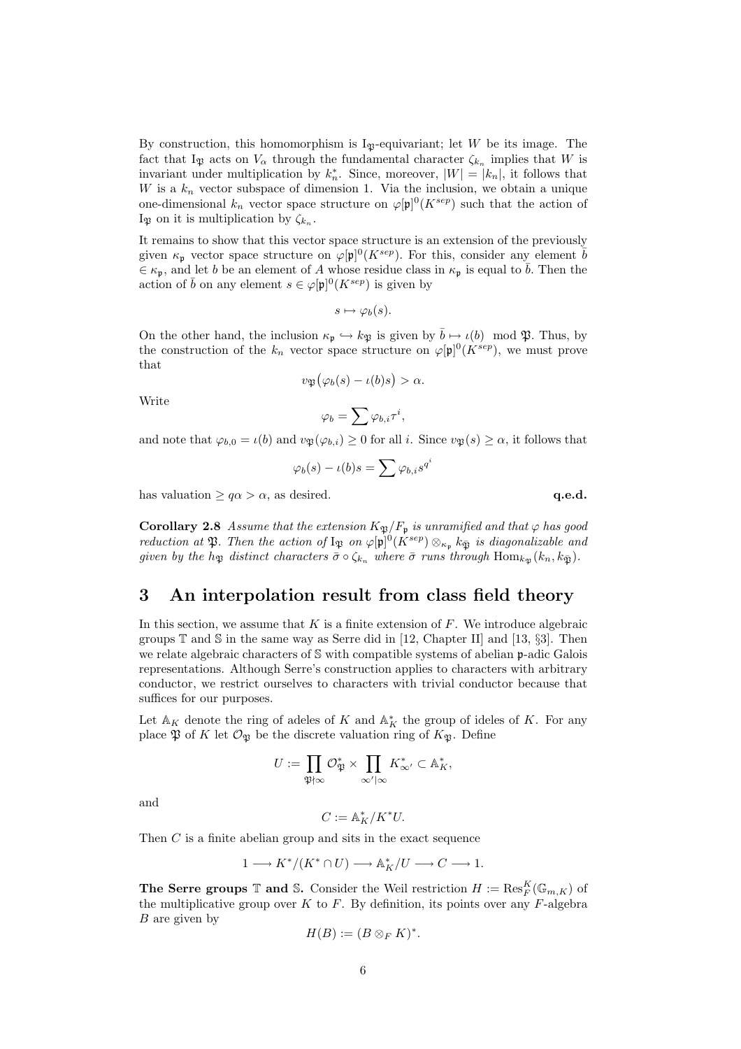By construction, this homomorphism is $\mathrm{I}_{\mathfrak{P}}$-equivariant; let $W$ be its image. The fact that $\mathrm{I}_{\mathfrak{P}}$ acts on $V_\alpha$ through the fundamental character $\zeta_{k_n}$ implies that $W$ is invariant under multiplication by $k_n^*$. Since, moreover, $|W| = |k_n|$, it follows that $W$ is a $k_n$ vector subspace of dimension 1. Via the inclusion, we obtain a unique one-dimensional $k_n$ vector space structure on $\varphi[\mathfrak{p}]^0(K^{sep})$ such that the action of $\mathrm{I}_{\mathfrak{P}}$ on it is multiplication by $\zeta_{k_n}$.

It remains to show that this vector space structure is an extension of the previously given $\kappa_{\mathfrak{p}}$ vector space structure on $\varphi[\mathfrak{p}]^0(K^{sep})$. For this, consider any element $\bar{b} \in \kappa_{\mathfrak{p}}$, and let $b$ be an element of $A$ whose residue class in $\kappa_{\mathfrak{p}}$ is equal to $\bar{b}$. Then the action of $\bar{b}$ on any element $s \in \varphi[\mathfrak{p}]^0(K^{sep})$ is given by

$$s \mapsto \varphi_b(s).$$

On the other hand, the inclusion $\kappa_{\mathfrak{p}} \hookrightarrow k_{\mathfrak{P}}$ is given by $\bar{b} \mapsto \iota(b) \mod \mathfrak{P}$. Thus, by the construction of the $k_n$ vector space structure on $\varphi[\mathfrak{p}]^0(K^{sep})$, we must prove that

$$v_{\mathfrak{P}}\big(\varphi_b(s) - \iota(b)s\big) > \alpha.$$

Write

$$\varphi_b = \sum \varphi_{b,i}\tau^i,$$

and note that $\varphi_{b,0} = \iota(b)$ and $v_{\mathfrak{P}}(\varphi_{b,i}) \geq 0$ for all $i$. Since $v_{\mathfrak{P}}(s) \geq \alpha$, it follows that

$$\varphi_b(s) - \iota(b)s = \sum \varphi_{b,i}s^{q^i}$$

has valuation $\geq q\alpha > \alpha$, as desired. **q.e.d.**

**Corollary 2.8** *Assume that the extension $K_{\mathfrak{P}}/F_{\mathfrak{p}}$ is unramified and that $\varphi$ has good reduction at $\mathfrak{P}$. Then the action of $\mathrm{I}_{\mathfrak{P}}$ on $\varphi[\mathfrak{p}]^0(K^{sep}) \otimes_{\kappa_{\mathfrak{p}}} k_{\bar{\mathfrak{P}}}$ is diagonalizable and given by the $h_{\mathfrak{P}}$ distinct characters $\bar{\sigma} \circ \zeta_{k_n}$ where $\bar{\sigma}$ runs through $\mathrm{Hom}_{\kappa_{\mathfrak{p}}}(k_n, k_{\bar{\mathfrak{P}}})$.*

# 3 An interpolation result from class field theory

In this section, we assume that $K$ is a finite extension of $F$. We introduce algebraic groups $\mathbb{T}$ and $\mathbb{S}$ in the same way as Serre did in [12, Chapter II] and [13, §3]. Then we relate algebraic characters of $\mathbb{S}$ with compatible systems of abelian $\mathfrak{p}$-adic Galois representations. Although Serre's construction applies to characters with arbitrary conductor, we restrict ourselves to characters with trivial conductor because that suffices for our purposes.

Let $\mathbb{A}_K$ denote the ring of adeles of $K$ and $\mathbb{A}_K^*$ the group of ideles of $K$. For any place $\mathfrak{P}$ of $K$ let $\mathcal{O}_{\mathfrak{P}}$ be the discrete valuation ring of $K_{\mathfrak{P}}$. Define

$$U := \prod_{\mathfrak{P}\nmid\infty} \mathcal{O}_{\mathfrak{P}}^* \times \prod_{\infty'|\infty} K_{\infty'}^* \subset \mathbb{A}_K^*,$$

and

$$C := \mathbb{A}_K^*/K^*U.$$

Then $C$ is a finite abelian group and sits in the exact sequence

$$1 \longrightarrow K^*/(K^* \cap U) \longrightarrow \mathbb{A}_K^*/U \longrightarrow C \longrightarrow 1.$$

**The Serre groups $\mathbb{T}$ and $\mathbb{S}$.** Consider the Weil restriction $H := \mathrm{Res}_F^K(\mathbb{G}_{m,K})$ of the multiplicative group over $K$ to $F$. By definition, its points over any $F$-algebra $B$ are given by

$$H(B) := (B \otimes_F K)^*.$$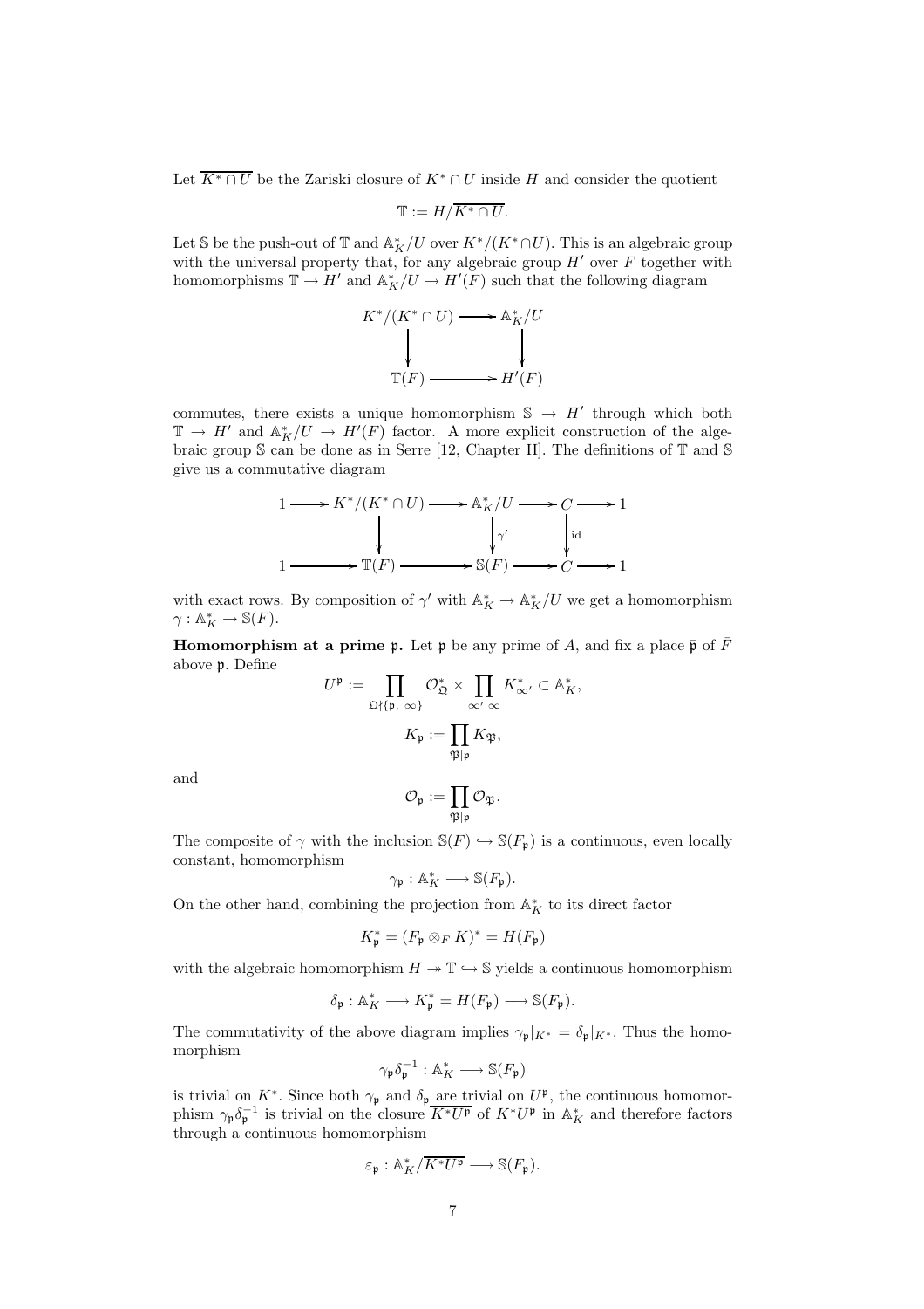Let $\overline{K^* \cap U}$ be the Zariski closure of $K^* \cap U$ inside $H$ and consider the quotient

$$\mathbb{T} := H/\overline{K^* \cap U}.$$

Let $\mathbb{S}$ be the push-out of $\mathbb{T}$ and $\mathbb{A}_K^*/U$ over $K^*/(K^* \cap U)$. This is an algebraic group with the universal property that, for any algebraic group $H'$ over $F$ together with homomorphisms $\mathbb{T} \to H'$ and $\mathbb{A}_K^*/U \to H'(F)$ such that the following diagram

$$\begin{array}{ccc} K^*/(K^* \cap U) & \longrightarrow & \mathbb{A}_K^*/U \\ \downarrow & & \downarrow \\ \mathbb{T}(F) & \longrightarrow & H'(F) \end{array}$$

commutes, there exists a unique homomorphism $\mathbb{S} \to H'$ through which both $\mathbb{T} \to H'$ and $\mathbb{A}_K^*/U \to H'(F)$ factor. A more explicit construction of the algebraic group $\mathbb{S}$ can be done as in Serre [12, Chapter II]. The definitions of $\mathbb{T}$ and $\mathbb{S}$ give us a commutative diagram

$$\begin{array}{ccccccccc} 1 & \longrightarrow & K^*/(K^* \cap U) & \longrightarrow & \mathbb{A}_K^*/U & \longrightarrow & C & \longrightarrow & 1 \\ & & \downarrow & & \downarrow{\scriptstyle \gamma'} & & \downarrow{\scriptstyle \mathrm{id}} & & \\ 1 & \longrightarrow & \mathbb{T}(F) & \longrightarrow & \mathbb{S}(F) & \longrightarrow & C & \longrightarrow & 1 \end{array}$$

with exact rows. By composition of $\gamma'$ with $\mathbb{A}_K^* \to \mathbb{A}_K^*/U$ we get a homomorphism $\gamma : \mathbb{A}_K^* \to \mathbb{S}(F)$.

**Homomorphism at a prime $\mathfrak{p}$.** Let $\mathfrak{p}$ be any prime of $A$, and fix a place $\bar{\mathfrak{p}}$ of $\bar{F}$ above $\mathfrak{p}$. Define

$$U^{\mathfrak{p}} := \prod_{\mathfrak{Q} \nmid \{\mathfrak{p},\, \infty\}} \mathcal{O}_{\mathfrak{Q}}^* \times \prod_{\infty' | \infty} K_{\infty'}^* \subset \mathbb{A}_K^*,$$

$$K_{\mathfrak{p}} := \prod_{\mathfrak{P} | \mathfrak{p}} K_{\mathfrak{P}},$$

and

$$\mathcal{O}_{\mathfrak{p}} := \prod_{\mathfrak{P} | \mathfrak{p}} \mathcal{O}_{\mathfrak{P}}.$$

The composite of $\gamma$ with the inclusion $\mathbb{S}(F) \hookrightarrow \mathbb{S}(F_{\mathfrak{p}})$ is a continuous, even locally constant, homomorphism

$$\gamma_{\mathfrak{p}} : \mathbb{A}_K^* \longrightarrow \mathbb{S}(F_{\mathfrak{p}}).$$

On the other hand, combining the projection from $\mathbb{A}_K^*$ to its direct factor

$$K_{\mathfrak{p}}^* = (F_{\mathfrak{p}} \otimes_F K)^* = H(F_{\mathfrak{p}})$$

with the algebraic homomorphism $H \twoheadrightarrow \mathbb{T} \hookrightarrow \mathbb{S}$ yields a continuous homomorphism

$$\delta_{\mathfrak{p}} : \mathbb{A}_K^* \longrightarrow K_{\mathfrak{p}}^* = H(F_{\mathfrak{p}}) \longrightarrow \mathbb{S}(F_{\mathfrak{p}}).$$

The commutativity of the above diagram implies $\gamma_{\mathfrak{p}}|_{K^*} = \delta_{\mathfrak{p}}|_{K^*}$. Thus the homomorphism

$$\gamma_{\mathfrak{p}} \delta_{\mathfrak{p}}^{-1} : \mathbb{A}_K^* \longrightarrow \mathbb{S}(F_{\mathfrak{p}})$$

is trivial on $K^*$. Since both $\gamma_{\mathfrak{p}}$ and $\delta_{\mathfrak{p}}$ are trivial on $U^{\mathfrak{p}}$, the continuous homomorphism $\gamma_{\mathfrak{p}} \delta_{\mathfrak{p}}^{-1}$ is trivial on the closure $\overline{K^* U^{\mathfrak{p}}}$ of $K^* U^{\mathfrak{p}}$ in $\mathbb{A}_K^*$ and therefore factors through a continuous homomorphism

$$\varepsilon_{\mathfrak{p}} : \mathbb{A}_K^*/\overline{K^* U^{\mathfrak{p}}} \longrightarrow \mathbb{S}(F_{\mathfrak{p}}).$$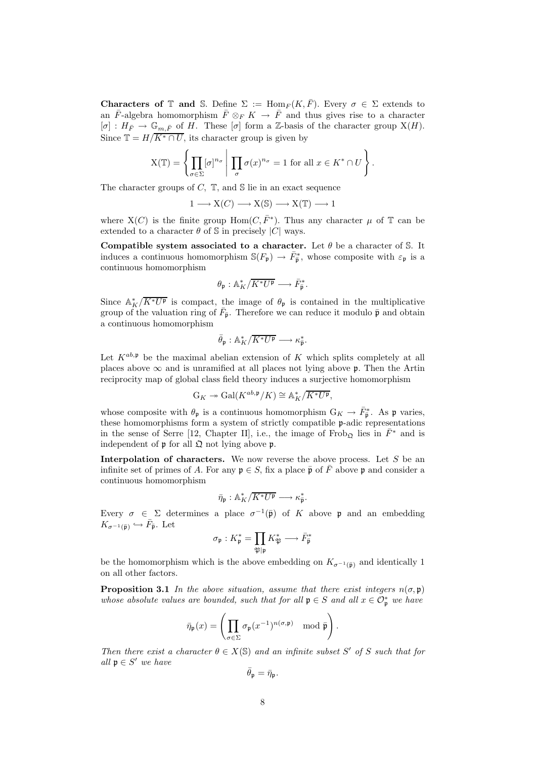**Characters of $\mathbb{T}$ and $\mathbb{S}$.** Define $\Sigma := \mathrm{Hom}_F(K, \bar{F})$. Every $\sigma \in \Sigma$ extends to an $\bar{F}$-algebra homomorphism $\bar{F} \otimes_F K \to \bar{F}$ and thus gives rise to a character $[\sigma] : H_{\bar{F}} \to \mathbb{G}_{m,\bar{F}}$ of $H$. These $[\sigma]$ form a $\mathbb{Z}$-basis of the character group $\mathrm{X}(H)$. Since $\mathbb{T} = H/\overline{K^* \cap U}$, its character group is given by

$$\mathrm{X}(\mathbb{T}) = \left\{ \prod_{\sigma \in \Sigma} [\sigma]^{n_\sigma} \;\middle|\; \prod_\sigma \sigma(x)^{n_\sigma} = 1 \text{ for all } x \in K^* \cap U \right\}.$$

The character groups of $C$, $\mathbb{T}$, and $\mathbb{S}$ lie in an exact sequence

$$1 \longrightarrow \mathrm{X}(C) \longrightarrow \mathrm{X}(\mathbb{S}) \longrightarrow \mathrm{X}(\mathbb{T}) \longrightarrow 1$$

where $\mathrm{X}(C)$ is the finite group $\mathrm{Hom}(C, \bar{F}^*)$. Thus any character $\mu$ of $\mathbb{T}$ can be extended to a character $\theta$ of $\mathbb{S}$ in precisely $|C|$ ways.

**Compatible system associated to a character.** Let $\theta$ be a character of $\mathbb{S}$. It induces a continuous homomorphism $\mathbb{S}(F_\mathfrak{p}) \to \bar{F}_{\bar{\mathfrak{p}}}^*$, whose composite with $\varepsilon_\mathfrak{p}$ is a continuous homomorphism

$$\theta_\mathfrak{p} : \mathbb{A}_K^*/\overline{K^* U^\mathfrak{p}} \longrightarrow \bar{F}_{\bar{\mathfrak{p}}}^*.$$

Since $\mathbb{A}_K^*/\overline{K^* U^\mathfrak{p}}$ is compact, the image of $\theta_\mathfrak{p}$ is contained in the multiplicative group of the valuation ring of $\bar{F}_{\bar{\mathfrak{p}}}$. Therefore we can reduce it modulo $\bar{\mathfrak{p}}$ and obtain a continuous homomorphism

$$\bar{\theta}_\mathfrak{p} : \mathbb{A}_K^*/\overline{K^* U^\mathfrak{p}} \longrightarrow \kappa_{\bar{\mathfrak{p}}}^*.$$

Let $K^{ab,\mathfrak{p}}$ be the maximal abelian extension of $K$ which splits completely at all places above $\infty$ and is unramified at all places not lying above $\mathfrak{p}$. Then the Artin reciprocity map of global class field theory induces a surjective homomorphism

$$\mathrm{G}_K \twoheadrightarrow \mathrm{Gal}(K^{ab,\mathfrak{p}}/K) \cong \mathbb{A}_K^*/\overline{K^* U^\mathfrak{p}},$$

whose composite with $\theta_\mathfrak{p}$ is a continuous homomorphism $\mathrm{G}_K \to \bar{F}_{\bar{\mathfrak{p}}}^*$. As $\mathfrak{p}$ varies, these homomorphisms form a system of strictly compatible $\mathfrak{p}$-adic representations in the sense of Serre [12, Chapter II], i.e., the image of $\mathrm{Frob}_\mathfrak{Q}$ lies in $\bar{F}^*$ and is independent of $\mathfrak{p}$ for all $\mathfrak{Q}$ not lying above $\mathfrak{p}$.

**Interpolation of characters.** We now reverse the above process. Let $S$ be an infinite set of primes of $A$. For any $\mathfrak{p} \in S$, fix a place $\bar{\mathfrak{p}}$ of $\bar{F}$ above $\mathfrak{p}$ and consider a continuous homomorphism

$$\bar{\eta}_\mathfrak{p} : \mathbb{A}_K^*/\overline{K^* U^\mathfrak{p}} \longrightarrow \kappa_{\bar{\mathfrak{p}}}^*.$$

Every $\sigma \in \Sigma$ determines a place $\sigma^{-1}(\bar{\mathfrak{p}})$ of $K$ above $\mathfrak{p}$ and an embedding $K_{\sigma^{-1}(\bar{\mathfrak{p}})} \hookrightarrow \bar{F}_{\bar{\mathfrak{p}}}$. Let

$$\sigma_\mathfrak{p} : K_\mathfrak{p}^* = \prod_{\mathfrak{P}|\mathfrak{p}} K_\mathfrak{P}^* \longrightarrow \bar{F}_{\bar{\mathfrak{p}}}^*$$

be the homomorphism which is the above embedding on $K_{\sigma^{-1}(\bar{\mathfrak{p}})}$ and identically 1 on all other factors.

**Proposition 3.1** *In the above situation, assume that there exist integers $n(\sigma, \mathfrak{p})$ whose absolute values are bounded, such that for all $\mathfrak{p} \in S$ and all $x \in \mathcal{O}_\mathfrak{p}^*$ we have*

$$\bar{\eta}_\mathfrak{p}(x) = \left( \prod_{\sigma \in \Sigma} \sigma_\mathfrak{p}(x^{-1})^{n(\sigma,\mathfrak{p})} \mod \bar{\mathfrak{p}} \right).$$

*Then there exist a character $\theta \in X(\mathbb{S})$ and an infinite subset $S'$ of $S$ such that for all $\mathfrak{p} \in S'$ we have*

$$\bar{\theta}_\mathfrak{p} = \bar{\eta}_\mathfrak{p}.$$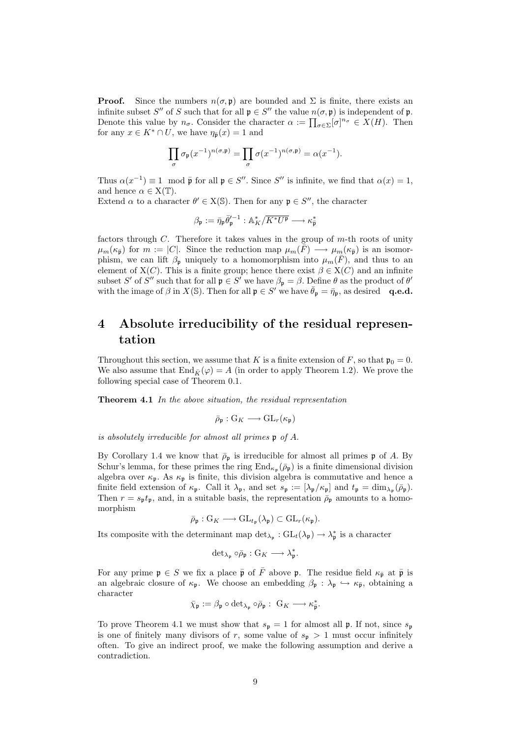**Proof.** Since the numbers $n(\sigma, \mathfrak{p})$ are bounded and $\Sigma$ is finite, there exists an infinite subset $S''$ of $S$ such that for all $\mathfrak{p} \in S''$ the value $n(\sigma, \mathfrak{p})$ is independent of $\mathfrak{p}$. Denote this value by $n_\sigma$. Consider the character $\alpha := \prod_{\sigma \in \Sigma} [\sigma]^{n_\sigma} \in X(H)$. Then for any $x \in K^* \cap U$, we have $\eta_{\bar{\mathfrak{p}}}(x) = 1$ and

$$\prod_\sigma \sigma_\mathfrak{p}(x^{-1})^{n(\sigma,\mathfrak{p})} = \prod_\sigma \sigma(x^{-1})^{n(\sigma,\mathfrak{p})} = \alpha(x^{-1}).$$

Thus $\alpha(x^{-1}) \equiv 1 \mod \bar{\mathfrak{p}}$ for all $\mathfrak{p} \in S''$. Since $S''$ is infinite, we find that $\alpha(x) = 1$, and hence $\alpha \in \mathrm{X}(\mathbb{T})$.

Extend $\alpha$ to a character $\theta' \in \mathrm{X}(\mathbb{S})$. Then for any $\mathfrak{p} \in S''$, the character

$$\beta_\mathfrak{p} := \bar{\eta}_\mathfrak{p} \bar{\theta}_\mathfrak{p}'^{-1} : \mathbb{A}_K^* / \overline{K^* U^\mathfrak{p}} \longrightarrow \kappa_{\bar{\mathfrak{p}}}^*$$

factors through $C$. Therefore it takes values in the group of $m$-th roots of unity $\mu_m(\kappa_{\bar{\mathfrak{p}}})$ for $m := |C|$. Since the reduction map $\mu_m(\bar{F}) \longrightarrow \mu_m(\kappa_{\bar{\mathfrak{p}}})$ is an isomorphism, we can lift $\beta_\mathfrak{p}$ uniquely to a homomorphism into $\mu_m(\bar{F})$, and thus to an element of $\mathrm{X}(C)$. This is a finite group; hence there exist $\beta \in \mathrm{X}(C)$ and an infinite subset $S'$ of $S''$ such that for all $\mathfrak{p} \in S'$ we have $\beta_\mathfrak{p} = \beta$. Define $\theta$ as the product of $\theta'$ with the image of $\beta$ in $X(\mathbb{S})$. Then for all $\mathfrak{p} \in S'$ we have $\bar{\theta}_\mathfrak{p} = \bar{\eta}_\mathfrak{p}$, as desired **q.e.d.**

# 4 Absolute irreducibility of the residual representation

Throughout this section, we assume that $K$ is a finite extension of $F$, so that $\mathfrak{p}_0 = 0$. We also assume that $\mathrm{End}_{\bar{K}}(\varphi) = A$ (in order to apply Theorem 1.2). We prove the following special case of Theorem 0.1.

**Theorem 4.1** *In the above situation, the residual representation*

$$\bar{\rho}_\mathfrak{p} : \mathrm{G}_K \longrightarrow \mathrm{GL}_r(\kappa_\mathfrak{p})$$

*is absolutely irreducible for almost all primes* $\mathfrak{p}$ *of* $A$*.*

By Corollary 1.4 we know that $\bar{\rho}_\mathfrak{p}$ is irreducible for almost all primes $\mathfrak{p}$ of $A$. By Schur's lemma, for these primes the ring $\mathrm{End}_{\kappa_\mathfrak{p}}(\bar{\rho}_\mathfrak{p})$ is a finite dimensional division algebra over $\kappa_\mathfrak{p}$. As $\kappa_\mathfrak{p}$ is finite, this division algebra is commutative and hence a finite field extension of $\kappa_\mathfrak{p}$. Call it $\lambda_\mathfrak{p}$, and set $s_\mathfrak{p} := [\lambda_\mathfrak{p}/\kappa_\mathfrak{p}]$ and $t_\mathfrak{p} = \dim_{\lambda_\mathfrak{p}}(\bar{\rho}_\mathfrak{p})$. Then $r = s_\mathfrak{p} t_\mathfrak{p}$, and, in a suitable basis, the representation $\bar{\rho}_\mathfrak{p}$ amounts to a homomorphism

$$\bar{\rho}_\mathfrak{p} : \mathrm{G}_K \longrightarrow \mathrm{GL}_{t_\mathfrak{p}}(\lambda_\mathfrak{p}) \subset \mathrm{GL}_r(\kappa_\mathfrak{p}).$$

Its composite with the determinant map $\det_{\lambda_\mathfrak{p}} : \mathrm{GL}_t(\lambda_\mathfrak{p}) \to \lambda_\mathfrak{p}^*$ is a character

$$\det\nolimits_{\lambda_\mathfrak{p}} \circ \bar{\rho}_\mathfrak{p} : \mathrm{G}_K \longrightarrow \lambda_\mathfrak{p}^*.$$

For any prime $\mathfrak{p} \in S$ we fix a place $\bar{\mathfrak{p}}$ of $\bar{F}$ above $\mathfrak{p}$. The residue field $\kappa_{\bar{\mathfrak{p}}}$ at $\bar{\mathfrak{p}}$ is an algebraic closure of $\kappa_\mathfrak{p}$. We choose an embedding $\beta_\mathfrak{p} : \lambda_\mathfrak{p} \hookrightarrow \kappa_{\bar{\mathfrak{p}}}$, obtaining a character

$$\bar{\chi}_\mathfrak{p} := \beta_\mathfrak{p} \circ \det\nolimits_{\lambda_\mathfrak{p}} \circ \bar{\rho}_\mathfrak{p} : \ \mathrm{G}_K \longrightarrow \kappa_{\bar{\mathfrak{p}}}^*.$$

To prove Theorem 4.1 we must show that $s_\mathfrak{p} = 1$ for almost all $\mathfrak{p}$. If not, since $s_\mathfrak{p}$ is one of finitely many divisors of $r$, some value of $s_\mathfrak{p} > 1$ must occur infinitely often. To give an indirect proof, we make the following assumption and derive a contradiction.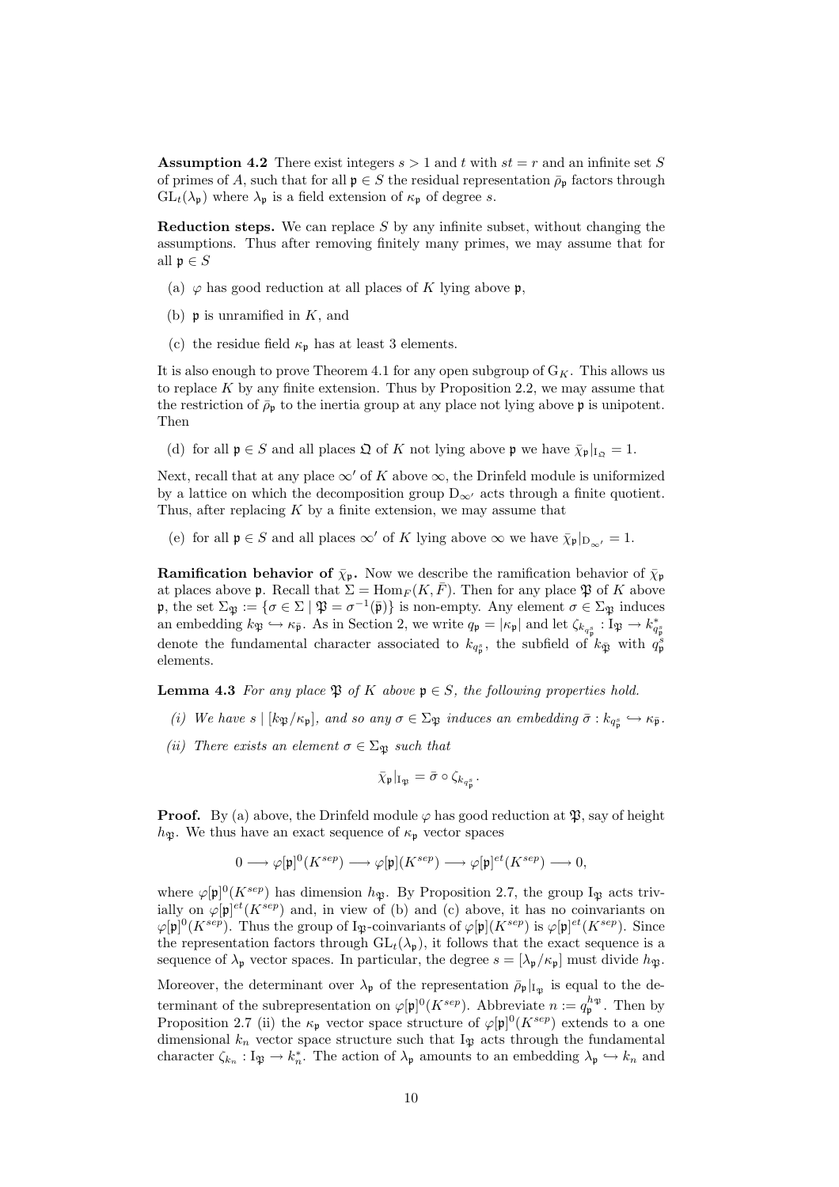**Assumption 4.2** There exist integers $s > 1$ and $t$ with $st = r$ and an infinite set $S$ of primes of $A$, such that for all $\mathfrak{p} \in S$ the residual representation $\bar{\rho}_\mathfrak{p}$ factors through $\mathrm{GL}_t(\lambda_\mathfrak{p})$ where $\lambda_\mathfrak{p}$ is a field extension of $\kappa_\mathfrak{p}$ of degree $s$.

**Reduction steps.** We can replace $S$ by any infinite subset, without changing the assumptions. Thus after removing finitely many primes, we may assume that for all $\mathfrak{p} \in S$

(a) $\varphi$ has good reduction at all places of $K$ lying above $\mathfrak{p}$,

(b) $\mathfrak{p}$ is unramified in $K$, and

(c) the residue field $\kappa_\mathfrak{p}$ has at least 3 elements.

It is also enough to prove Theorem 4.1 for any open subgroup of $\mathrm{G}_K$. This allows us to replace $K$ by any finite extension. Thus by Proposition 2.2, we may assume that the restriction of $\bar{\rho}_\mathfrak{p}$ to the inertia group at any place not lying above $\mathfrak{p}$ is unipotent. Then

(d) for all $\mathfrak{p} \in S$ and all places $\mathfrak{Q}$ of $K$ not lying above $\mathfrak{p}$ we have $\bar{\chi}_\mathfrak{p}|_{\mathrm{I}_\mathfrak{Q}} = 1$.

Next, recall that at any place $\infty'$ of $K$ above $\infty$, the Drinfeld module is uniformized by a lattice on which the decomposition group $\mathrm{D}_{\infty'}$ acts through a finite quotient. Thus, after replacing $K$ by a finite extension, we may assume that

(e) for all $\mathfrak{p} \in S$ and all places $\infty'$ of $K$ lying above $\infty$ we have $\bar{\chi}_\mathfrak{p}|_{\mathrm{D}_{\infty'}} = 1$.

**Ramification behavior of $\bar{\chi}_\mathfrak{p}$.** Now we describe the ramification behavior of $\bar{\chi}_\mathfrak{p}$ at places above $\mathfrak{p}$. Recall that $\Sigma = \mathrm{Hom}_F(K, \bar{F})$. Then for any place $\mathfrak{P}$ of $K$ above $\mathfrak{p}$, the set $\Sigma_\mathfrak{P} := \{\sigma \in \Sigma \mid \mathfrak{P} = \sigma^{-1}(\bar{\mathfrak{p}})\}$ is non-empty. Any element $\sigma \in \Sigma_\mathfrak{P}$ induces an embedding $k_\mathfrak{P} \hookrightarrow \kappa_{\bar{\mathfrak{p}}}$. As in Section 2, we write $q_\mathfrak{p} = |\kappa_\mathfrak{p}|$ and let $\zeta_{k_{q_\mathfrak{p}^s}} : \mathrm{I}_\mathfrak{P} \to k_{q_\mathfrak{p}^s}^*$ denote the fundamental character associated to $k_{q_\mathfrak{p}^s}$, the subfield of $k_{\bar{\mathfrak{P}}}$ with $q_\mathfrak{p}^s$ elements.

**Lemma 4.3** *For any place $\mathfrak{P}$ of $K$ above $\mathfrak{p} \in S$, the following properties hold.*

*(i) We have $s \mid [k_\mathfrak{P}/\kappa_\mathfrak{p}]$, and so any $\sigma \in \Sigma_\mathfrak{P}$ induces an embedding $\bar{\sigma} : k_{q_\mathfrak{p}^s} \hookrightarrow \kappa_{\bar{\mathfrak{p}}}$.*

*(ii) There exists an element $\sigma \in \Sigma_\mathfrak{P}$ such that*

$$\bar{\chi}_\mathfrak{p}|_{\mathrm{I}_\mathfrak{P}} = \bar{\sigma} \circ \zeta_{k_{q_\mathfrak{p}^s}}.$$

**Proof.** By (a) above, the Drinfeld module $\varphi$ has good reduction at $\mathfrak{P}$, say of height $h_\mathfrak{P}$. We thus have an exact sequence of $\kappa_\mathfrak{p}$ vector spaces

$$0 \longrightarrow \varphi[\mathfrak{p}]^0(K^{sep}) \longrightarrow \varphi[\mathfrak{p}](K^{sep}) \longrightarrow \varphi[\mathfrak{p}]^{et}(K^{sep}) \longrightarrow 0,$$

where $\varphi[\mathfrak{p}]^0(K^{sep})$ has dimension $h_\mathfrak{P}$. By Proposition 2.7, the group $\mathrm{I}_\mathfrak{P}$ acts trivially on $\varphi[\mathfrak{p}]^{et}(K^{sep})$ and, in view of (b) and (c) above, it has no coinvariants on $\varphi[\mathfrak{p}]^0(K^{sep})$. Thus the group of $\mathrm{I}_\mathfrak{P}$-coinvariants of $\varphi[\mathfrak{p}](K^{sep})$ is $\varphi[\mathfrak{p}]^{et}(K^{sep})$. Since the representation factors through $\mathrm{GL}_t(\lambda_\mathfrak{p})$, it follows that the exact sequence is a sequence of $\lambda_\mathfrak{p}$ vector spaces. In particular, the degree $s = [\lambda_\mathfrak{p}/\kappa_\mathfrak{p}]$ must divide $h_\mathfrak{P}$.

Moreover, the determinant over $\lambda_\mathfrak{p}$ of the representation $\bar{\rho}_\mathfrak{p}|_{\mathrm{I}_\mathfrak{P}}$ is equal to the determinant of the subrepresentation on $\varphi[\mathfrak{p}]^0(K^{sep})$. Abbreviate $n := q_\mathfrak{p}^{h_\mathfrak{P}}$. Then by Proposition 2.7 (ii) the $\kappa_\mathfrak{p}$ vector space structure of $\varphi[\mathfrak{p}]^0(K^{sep})$ extends to a one dimensional $k_n$ vector space structure such that $\mathrm{I}_\mathfrak{P}$ acts through the fundamental character $\zeta_{k_n} : \mathrm{I}_\mathfrak{P} \to k_n^*$. The action of $\lambda_\mathfrak{p}$ amounts to an embedding $\lambda_\mathfrak{p} \hookrightarrow k_n$ and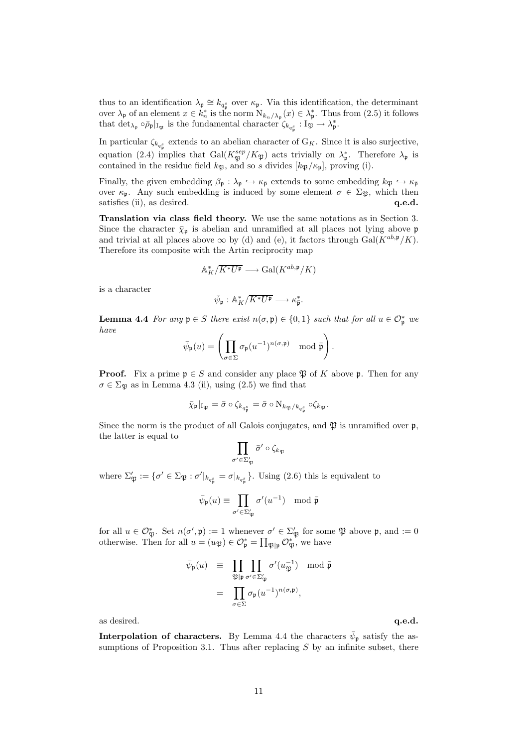thus to an identification $\lambda_\mathfrak{p} \cong k_{q_\mathfrak{p}^s}$ over $\kappa_\mathfrak{p}$. Via this identification, the determinant over $\lambda_\mathfrak{p}$ of an element $x \in k_n^*$ is the norm $\mathrm{N}_{k_n/\lambda_\mathfrak{p}}(x) \in \lambda_\mathfrak{p}^*$. Thus from (2.5) it follows that $\det_{\lambda_\mathfrak{p}} \circ \bar{\rho}_\mathfrak{p}|_{\mathrm{I}_\mathfrak{P}}$ is the fundamental character $\zeta_{k_{q_\mathfrak{p}^s}} : \mathrm{I}_\mathfrak{P} \to \lambda_\mathfrak{p}^*$.

In particular $\zeta_{k_{q_\mathfrak{p}^s}}$ extends to an abelian character of $\mathrm{G}_K$. Since it is also surjective, equation (2.4) implies that $\mathrm{Gal}(K_\mathfrak{P}^{sep}/K_\mathfrak{P})$ acts trivially on $\lambda_\mathfrak{p}^*$. Therefore $\lambda_\mathfrak{p}$ is contained in the residue field $k_\mathfrak{P}$, and so $s$ divides $[k_\mathfrak{P}/\kappa_\mathfrak{p}]$, proving (i).

Finally, the given embedding $\beta_\mathfrak{p} : \lambda_\mathfrak{p} \hookrightarrow \kappa_{\bar{\mathfrak{p}}}$ extends to some embedding $k_\mathfrak{P} \hookrightarrow \kappa_{\bar{\mathfrak{p}}}$ over $\kappa_\mathfrak{p}$. Any such embedding is induced by some element $\sigma \in \Sigma_\mathfrak{P}$, which then satisfies (ii), as desired. **q.e.d.**

**Translation via class field theory.** We use the same notations as in Section 3. Since the character $\bar{\chi}_\mathfrak{p}$ is abelian and unramified at all places not lying above $\mathfrak{p}$ and trivial at all places above $\infty$ by (d) and (e), it factors through $\mathrm{Gal}(K^{ab,\mathfrak{p}}/K)$. Therefore its composite with the Artin reciprocity map

$$\mathbb{A}_K^*/\overline{K^* U^\mathfrak{p}} \longrightarrow \mathrm{Gal}(K^{ab,\mathfrak{p}}/K)$$

is a character

$$\bar{\psi}_\mathfrak{p} : \mathbb{A}_K^*/\overline{K^* U^\mathfrak{p}} \longrightarrow \kappa_{\bar{\mathfrak{p}}}^*.$$

**Lemma 4.4** *For any $\mathfrak{p} \in S$ there exist $n(\sigma, \mathfrak{p}) \in \{0, 1\}$ such that for all $u \in \mathcal{O}_\mathfrak{p}^*$ we have*

$$\bar{\psi}_\mathfrak{p}(u) = \left( \prod_{\sigma \in \Sigma} \sigma_\mathfrak{p}(u^{-1})^{n(\sigma,\mathfrak{p})} \mod \bar{\mathfrak{p}} \right).$$

**Proof.** Fix a prime $\mathfrak{p} \in S$ and consider any place $\mathfrak{P}$ of $K$ above $\mathfrak{p}$. Then for any $\sigma \in \Sigma_\mathfrak{P}$ as in Lemma 4.3 (ii), using (2.5) we find that

$$\bar{\chi}_\mathfrak{p}|_{\mathrm{I}_\mathfrak{P}} = \bar{\sigma} \circ \zeta_{k_{q_\mathfrak{p}^s}} = \bar{\sigma} \circ \mathrm{N}_{k_\mathfrak{P}/k_{q_\mathfrak{p}^s}} \circ \zeta_{k_\mathfrak{P}}.$$

Since the norm is the product of all Galois conjugates, and $\mathfrak{P}$ is unramified over $\mathfrak{p}$, the latter is equal to

$$\prod_{\sigma' \in \Sigma'_\mathfrak{P}} \bar{\sigma}' \circ \zeta_{k_\mathfrak{P}}$$

where $\Sigma'_\mathfrak{P} := \{\sigma' \in \Sigma_\mathfrak{P} : \sigma'|_{k_{q_\mathfrak{p}^s}} = \sigma|_{k_{q_\mathfrak{p}^s}}\}$. Using (2.6) this is equivalent to

$$\bar{\psi}_\mathfrak{p}(u) \equiv \prod_{\sigma' \in \Sigma'_\mathfrak{P}} \sigma'(u^{-1}) \mod \bar{\mathfrak{p}}$$

for all $u \in \mathcal{O}_\mathfrak{P}^*$. Set $n(\sigma', \mathfrak{p}) := 1$ whenever $\sigma' \in \Sigma'_\mathfrak{P}$ for some $\mathfrak{P}$ above $\mathfrak{p}$, and $:= 0$ otherwise. Then for all $u = (u_\mathfrak{P}) \in \mathcal{O}_\mathfrak{p}^* = \prod_{\mathfrak{P}|\mathfrak{p}} \mathcal{O}_\mathfrak{P}^*$, we have

$$\begin{aligned}
\bar{\psi}_\mathfrak{p}(u) &\equiv \prod_{\mathfrak{P}|\mathfrak{p}} \prod_{\sigma' \in \Sigma'_\mathfrak{P}} \sigma'(u_\mathfrak{P}^{-1}) \mod \bar{\mathfrak{p}} \\
&= \prod_{\sigma \in \Sigma} \sigma_\mathfrak{p}(u^{-1})^{n(\sigma,\mathfrak{p})},
\end{aligned}$$

as desired. **q.e.d.**

**Interpolation of characters.** By Lemma 4.4 the characters $\bar{\psi}_\mathfrak{p}$ satisfy the assumptions of Proposition 3.1. Thus after replacing $S$ by an infinite subset, there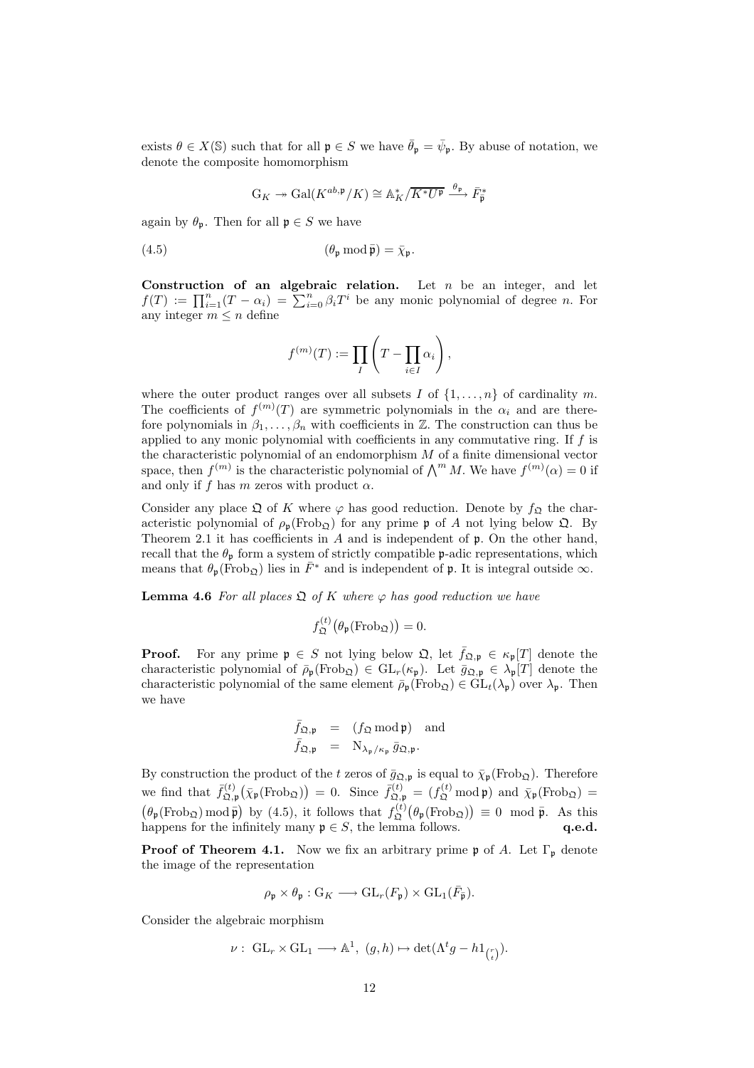exists $\theta \in X(\mathbb{S})$ such that for all $\mathfrak{p} \in S$ we have $\bar{\theta}_\mathfrak{p} = \bar{\psi}_\mathfrak{p}$. By abuse of notation, we denote the composite homomorphism

$$\mathrm{G}_K \twoheadrightarrow \mathrm{Gal}(K^{ab,\mathfrak{p}}/K) \cong \mathbb{A}_K^*/\overline{K^* U^\mathfrak{p}} \xrightarrow{\theta_\mathfrak{p}} \bar{F}_{\bar{\mathfrak{p}}}^*$$

again by $\theta_\mathfrak{p}$. Then for all $\mathfrak{p} \in S$ we have

$$(\theta_\mathfrak{p} \bmod \bar{\mathfrak{p}}) = \bar{\chi}_\mathfrak{p}. \tag{4.5}$$

**Construction of an algebraic relation.** Let $n$ be an integer, and let $f(T) := \prod_{i=1}^n (T - \alpha_i) = \sum_{i=0}^n \beta_i T^i$ be any monic polynomial of degree $n$. For any integer $m \leq n$ define

$$f^{(m)}(T) := \prod_I \left( T - \prod_{i \in I} \alpha_i \right),$$

where the outer product ranges over all subsets $I$ of $\{1, \ldots, n\}$ of cardinality $m$. The coefficients of $f^{(m)}(T)$ are symmetric polynomials in the $\alpha_i$ and are therefore polynomials in $\beta_1, \ldots, \beta_n$ with coefficients in $\mathbb{Z}$. The construction can thus be applied to any monic polynomial with coefficients in any commutative ring. If $f$ is the characteristic polynomial of an endomorphism $M$ of a finite dimensional vector space, then $f^{(m)}$ is the characteristic polynomial of $\bigwedge^m M$. We have $f^{(m)}(\alpha) = 0$ if and only if $f$ has $m$ zeros with product $\alpha$.

Consider any place $\mathfrak{Q}$ of $K$ where $\varphi$ has good reduction. Denote by $f_\mathfrak{Q}$ the characteristic polynomial of $\rho_\mathfrak{p}(\mathrm{Frob}_\mathfrak{Q})$ for any prime $\mathfrak{p}$ of $A$ not lying below $\mathfrak{Q}$. By Theorem 2.1 it has coefficients in $A$ and is independent of $\mathfrak{p}$. On the other hand, recall that the $\theta_\mathfrak{p}$ form a system of strictly compatible $\mathfrak{p}$-adic representations, which means that $\theta_\mathfrak{p}(\mathrm{Frob}_\mathfrak{Q})$ lies in $\bar{F}^*$ and is independent of $\mathfrak{p}$. It is integral outside $\infty$.

**Lemma 4.6** *For all places $\mathfrak{Q}$ of $K$ where $\varphi$ has good reduction we have*

$$f_\mathfrak{Q}^{(t)}\big(\theta_\mathfrak{p}(\mathrm{Frob}_\mathfrak{Q})\big) = 0.$$

**Proof.** For any prime $\mathfrak{p} \in S$ not lying below $\mathfrak{Q}$, let $\bar{f}_{\mathfrak{Q},\mathfrak{p}} \in \kappa_\mathfrak{p}[T]$ denote the characteristic polynomial of $\bar{\rho}_\mathfrak{p}(\mathrm{Frob}_\mathfrak{Q}) \in \mathrm{GL}_r(\kappa_\mathfrak{p})$. Let $\bar{g}_{\mathfrak{Q},\mathfrak{p}} \in \lambda_\mathfrak{p}[T]$ denote the characteristic polynomial of the same element $\bar{\rho}_\mathfrak{p}(\mathrm{Frob}_\mathfrak{Q}) \in \mathrm{GL}_t(\lambda_\mathfrak{p})$ over $\lambda_\mathfrak{p}$. Then we have

$$\begin{aligned} \bar{f}_{\mathfrak{Q},\mathfrak{p}} &= (f_\mathfrak{Q} \bmod \mathfrak{p}) \quad \text{and} \\ \bar{f}_{\mathfrak{Q},\mathfrak{p}} &= \mathrm{N}_{\lambda_\mathfrak{p}/\kappa_\mathfrak{p}}\, \bar{g}_{\mathfrak{Q},\mathfrak{p}}. \end{aligned}$$

By construction the product of the $t$ zeros of $\bar{g}_{\mathfrak{Q},\mathfrak{p}}$ is equal to $\bar{\chi}_\mathfrak{p}(\mathrm{Frob}_\mathfrak{Q})$. Therefore we find that $\bar{f}_{\mathfrak{Q},\mathfrak{p}}^{(t)}\big(\bar{\chi}_\mathfrak{p}(\mathrm{Frob}_\mathfrak{Q})\big) = 0$. Since $\bar{f}_{\mathfrak{Q},\mathfrak{p}}^{(t)} = (f_\mathfrak{Q}^{(t)} \bmod \mathfrak{p})$ and $\bar{\chi}_\mathfrak{p}(\mathrm{Frob}_\mathfrak{Q}) = \big(\theta_\mathfrak{p}(\mathrm{Frob}_\mathfrak{Q}) \bmod \bar{\mathfrak{p}}\big)$ by (4.5), it follows that $f_\mathfrak{Q}^{(t)}\big(\theta_\mathfrak{p}(\mathrm{Frob}_\mathfrak{Q})\big) \equiv 0 \mod \bar{\mathfrak{p}}$. As this happens for the infinitely many $\mathfrak{p} \in S$, the lemma follows. **q.e.d.**

**Proof of Theorem 4.1.** Now we fix an arbitrary prime $\mathfrak{p}$ of $A$. Let $\Gamma_\mathfrak{p}$ denote the image of the representation

$$\rho_\mathfrak{p} \times \theta_\mathfrak{p} : \mathrm{G}_K \longrightarrow \mathrm{GL}_r(F_\mathfrak{p}) \times \mathrm{GL}_1(\bar{F}_{\bar{\mathfrak{p}}}).$$

Consider the algebraic morphism

$$\nu : \ \mathrm{GL}_r \times \mathrm{GL}_1 \longrightarrow \mathbb{A}^1, \ (g, h) \mapsto \det(\Lambda^t g - h 1_{\binom{r}{t}}).$$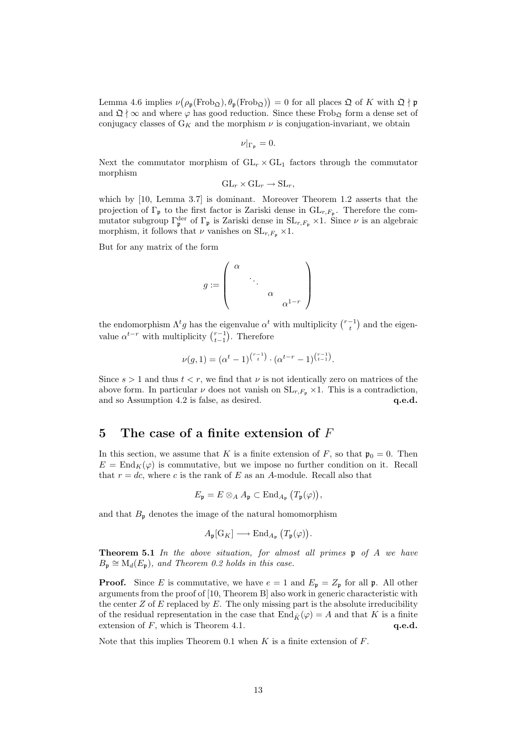Lemma 4.6 implies $\nu\big(\rho_\mathfrak{p}(\mathrm{Frob}_\mathfrak{Q}), \theta_\mathfrak{p}(\mathrm{Frob}_\mathfrak{Q})\big) = 0$ for all places $\mathfrak{Q}$ of $K$ with $\mathfrak{Q} \nmid \mathfrak{p}$ and $\mathfrak{Q} \nmid \infty$ and where $\varphi$ has good reduction. Since these $\mathrm{Frob}_\mathfrak{Q}$ form a dense set of conjugacy classes of $\mathrm{G}_K$ and the morphism $\nu$ is conjugation-invariant, we obtain

$$\nu|_{\Gamma_\mathfrak{p}} = 0.$$

Next the commutator morphism of $\mathrm{GL}_r \times \mathrm{GL}_1$ factors through the commutator morphism

$$\mathrm{GL}_r \times \mathrm{GL}_r \to \mathrm{SL}_r,$$

which by [10, Lemma 3.7] is dominant. Moreover Theorem 1.2 asserts that the projection of $\Gamma_\mathfrak{p}$ to the first factor is Zariski dense in $\mathrm{GL}_{r,F_\mathfrak{p}}$. Therefore the commutator subgroup $\Gamma_\mathfrak{p}^{\mathrm{der}}$ of $\Gamma_\mathfrak{p}$ is Zariski dense in $\mathrm{SL}_{r,F_\mathfrak{p}} \times 1$. Since $\nu$ is an algebraic morphism, it follows that $\nu$ vanishes on $\mathrm{SL}_{r,F_\mathfrak{p}} \times 1$.

But for any matrix of the form

$$g := \begin{pmatrix} \alpha & & & \\ & \ddots & & \\ & & \alpha & \\ & & & \alpha^{1-r} \end{pmatrix}$$

the endomorphism $\Lambda^t g$ has the eigenvalue $\alpha^t$ with multiplicity $\binom{r-1}{t}$ and the eigenvalue $\alpha^{t-r}$ with multiplicity $\binom{r-1}{t-1}$. Therefore

$$\nu(g,1) = (\alpha^t - 1)^{\binom{r-1}{t}} \cdot (\alpha^{t-r} - 1)^{\binom{r-1}{t-1}}.$$

Since $s > 1$ and thus $t < r$, we find that $\nu$ is not identically zero on matrices of the above form. In particular $\nu$ does not vanish on $\mathrm{SL}_{r,F_\mathfrak{p}} \times 1$. This is a contradiction, and so Assumption 4.2 is false, as desired. **q.e.d.**

# 5 The case of a finite extension of $F$

In this section, we assume that $K$ is a finite extension of $F$, so that $\mathfrak{p}_0 = 0$. Then $E = \mathrm{End}_K(\varphi)$ is commutative, but we impose no further condition on it. Recall that $r = dc$, where $c$ is the rank of $E$ as an $A$-module. Recall also that

$$E_\mathfrak{p} = E \otimes_A A_\mathfrak{p} \subset \mathrm{End}_{A_\mathfrak{p}}\big(T_\mathfrak{p}(\varphi)\big),$$

and that $B_\mathfrak{p}$ denotes the image of the natural homomorphism

$$A_\mathfrak{p}[\mathrm{G}_K] \longrightarrow \mathrm{End}_{A_\mathfrak{p}}\big(T_\mathfrak{p}(\varphi)\big).$$

**Theorem 5.1** *In the above situation, for almost all primes $\mathfrak{p}$ of $A$ we have $B_\mathfrak{p} \cong \mathrm{M}_d(E_\mathfrak{p})$, and Theorem 0.2 holds in this case.*

**Proof.** Since $E$ is commutative, we have $e = 1$ and $E_\mathfrak{p} = Z_\mathfrak{p}$ for all $\mathfrak{p}$. All other arguments from the proof of [10, Theorem B] also work in generic characteristic with the center $Z$ of $E$ replaced by $E$. The only missing part is the absolute irreducibility of the residual representation in the case that $\mathrm{End}_{\bar{K}}(\varphi) = A$ and that $K$ is a finite extension of $F$, which is Theorem 4.1. **q.e.d.**

Note that this implies Theorem 0.1 when $K$ is a finite extension of $F$.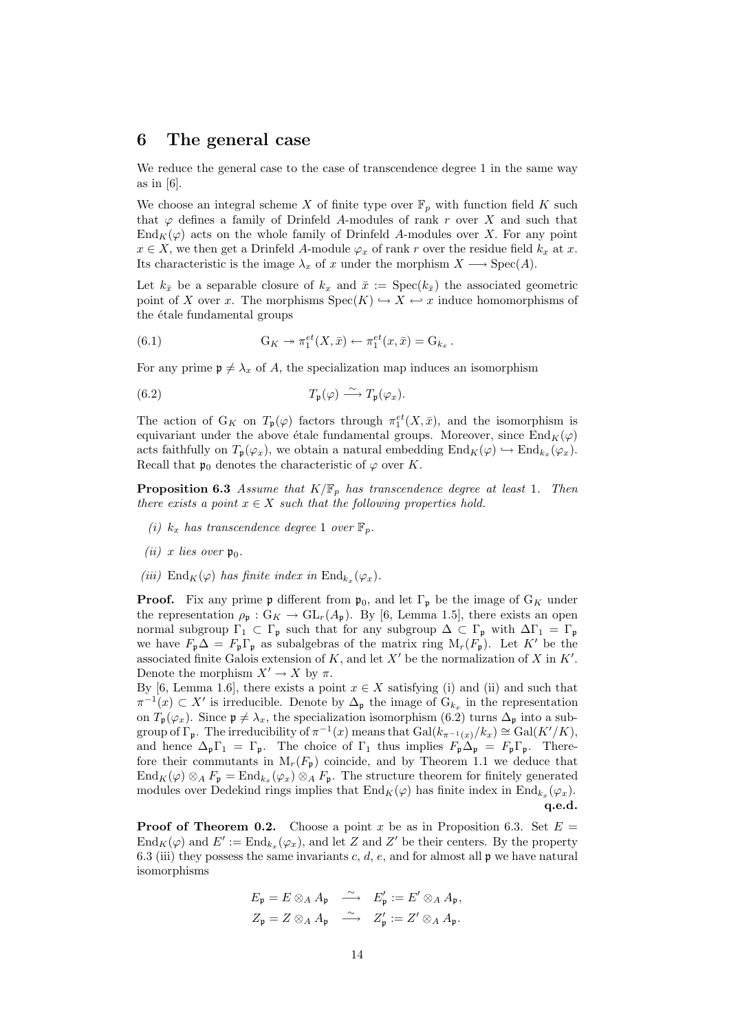# 6 The general case

We reduce the general case to the case of transcendence degree 1 in the same way as in [6].

We choose an integral scheme $X$ of finite type over $\mathbb{F}_p$ with function field $K$ such that $\varphi$ defines a family of Drinfeld $A$-modules of rank $r$ over $X$ and such that $\mathrm{End}_K(\varphi)$ acts on the whole family of Drinfeld $A$-modules over $X$. For any point $x \in X$, we then get a Drinfeld $A$-module $\varphi_x$ of rank $r$ over the residue field $k_x$ at $x$. Its characteristic is the image $\lambda_x$ of $x$ under the morphism $X \longrightarrow \mathrm{Spec}(A)$.

Let $k_{\bar{x}}$ be a separable closure of $k_x$ and $\bar{x} := \mathrm{Spec}(k_{\bar{x}})$ the associated geometric point of $X$ over $x$. The morphisms $\mathrm{Spec}(K) \hookrightarrow X \hookleftarrow x$ induce homomorphisms of the étale fundamental groups

$$\mathrm{G}_K \twoheadrightarrow \pi_1^{et}(X, \bar{x}) \leftarrow \pi_1^{et}(x, \bar{x}) = \mathrm{G}_{k_x}\,. \tag{6.1}$$

For any prime $\mathfrak{p} \neq \lambda_x$ of $A$, the specialization map induces an isomorphism

$$T_{\mathfrak{p}}(\varphi) \xrightarrow{\ \sim\ } T_{\mathfrak{p}}(\varphi_x). \tag{6.2}$$

The action of $\mathrm{G}_K$ on $T_{\mathfrak{p}}(\varphi)$ factors through $\pi_1^{et}(X, \bar{x})$, and the isomorphism is equivariant under the above étale fundamental groups. Moreover, since $\mathrm{End}_K(\varphi)$ acts faithfully on $T_{\mathfrak{p}}(\varphi_x)$, we obtain a natural embedding $\mathrm{End}_K(\varphi) \hookrightarrow \mathrm{End}_{k_x}(\varphi_x)$. Recall that $\mathfrak{p}_0$ denotes the characteristic of $\varphi$ over $K$.

**Proposition 6.3** *Assume that $K/\mathbb{F}_p$ has transcendence degree at least 1. Then there exists a point $x \in X$ such that the following properties hold.*

*(i) $k_x$ has transcendence degree 1 over $\mathbb{F}_p$.*

*(ii) $x$ lies over $\mathfrak{p}_0$.*

*(iii) $\mathrm{End}_K(\varphi)$ has finite index in $\mathrm{End}_{k_x}(\varphi_x)$.*

**Proof.** Fix any prime $\mathfrak{p}$ different from $\mathfrak{p}_0$, and let $\Gamma_{\mathfrak{p}}$ be the image of $\mathrm{G}_K$ under the representation $\rho_{\mathfrak{p}} : \mathrm{G}_K \to \mathrm{GL}_r(A_{\mathfrak{p}})$. By [6, Lemma 1.5], there exists an open normal subgroup $\Gamma_1 \subset \Gamma_{\mathfrak{p}}$ such that for any subgroup $\Delta \subset \Gamma_{\mathfrak{p}}$ with $\Delta\Gamma_1 = \Gamma_{\mathfrak{p}}$ we have $F_{\mathfrak{p}}\Delta = F_{\mathfrak{p}}\Gamma_{\mathfrak{p}}$ as subalgebras of the matrix ring $\mathrm{M}_r(F_{\mathfrak{p}})$. Let $K'$ be the associated finite Galois extension of $K$, and let $X'$ be the normalization of $X$ in $K'$. Denote the morphism $X' \to X$ by $\pi$.
By [6, Lemma 1.6], there exists a point $x \in X$ satisfying (i) and (ii) and such that $\pi^{-1}(x) \subset X'$ is irreducible. Denote by $\Delta_{\mathfrak{p}}$ the image of $\mathrm{G}_{k_x}$ in the representation on $T_{\mathfrak{p}}(\varphi_x)$. Since $\mathfrak{p} \neq \lambda_x$, the specialization isomorphism (6.2) turns $\Delta_{\mathfrak{p}}$ into a subgroup of $\Gamma_{\mathfrak{p}}$. The irreducibility of $\pi^{-1}(x)$ means that $\mathrm{Gal}(k_{\pi^{-1}(x)}/k_x) \cong \mathrm{Gal}(K'/K)$, and hence $\Delta_{\mathfrak{p}}\Gamma_1 = \Gamma_{\mathfrak{p}}$. The choice of $\Gamma_1$ thus implies $F_{\mathfrak{p}}\Delta_{\mathfrak{p}} = F_{\mathfrak{p}}\Gamma_{\mathfrak{p}}$. Therefore their commutants in $\mathrm{M}_r(F_{\mathfrak{p}})$ coincide, and by Theorem 1.1 we deduce that $\mathrm{End}_K(\varphi) \otimes_A F_{\mathfrak{p}} = \mathrm{End}_{k_x}(\varphi_x) \otimes_A F_{\mathfrak{p}}$. The structure theorem for finitely generated modules over Dedekind rings implies that $\mathrm{End}_K(\varphi)$ has finite index in $\mathrm{End}_{k_x}(\varphi_x)$.
**q.e.d.**

**Proof of Theorem 0.2.** Choose a point $x$ be as in Proposition 6.3. Set $E = \mathrm{End}_K(\varphi)$ and $E' := \mathrm{End}_{k_x}(\varphi_x)$, and let $Z$ and $Z'$ be their centers. By the property 6.3 (iii) they possess the same invariants $c$, $d$, $e$, and for almost all $\mathfrak{p}$ we have natural isomorphisms

$$\begin{aligned}
E_{\mathfrak{p}} = E \otimes_A A_{\mathfrak{p}} &\xrightarrow{\ \sim\ } E'_{\mathfrak{p}} := E' \otimes_A A_{\mathfrak{p}}, \\
Z_{\mathfrak{p}} = Z \otimes_A A_{\mathfrak{p}} &\xrightarrow{\ \sim\ } Z'_{\mathfrak{p}} := Z' \otimes_A A_{\mathfrak{p}}.
\end{aligned}$$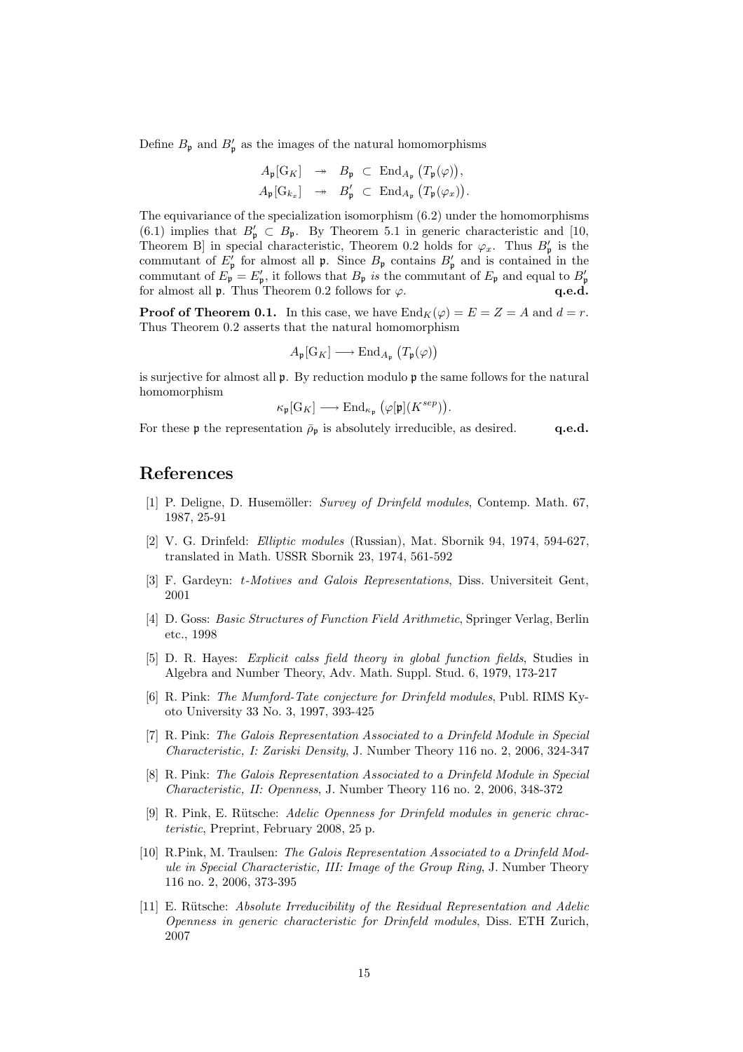Define $B_{\mathfrak{p}}$ and $B'_{\mathfrak{p}}$ as the images of the natural homomorphisms

$$\begin{array}{rcl} A_{\mathfrak{p}}[\mathrm{G}_K] & \twoheadrightarrow & B_{\mathfrak{p}} \ \subset \ \mathrm{End}_{A_{\mathfrak{p}}}\big(T_{\mathfrak{p}}(\varphi)\big), \\ A_{\mathfrak{p}}[\mathrm{G}_{k_x}] & \twoheadrightarrow & B'_{\mathfrak{p}} \ \subset \ \mathrm{End}_{A_{\mathfrak{p}}}\big(T_{\mathfrak{p}}(\varphi_x)\big). \end{array}$$

The equivariance of the specialization isomorphism (6.2) under the homomorphisms (6.1) implies that $B'_{\mathfrak{p}} \subset B_{\mathfrak{p}}$. By Theorem 5.1 in generic characteristic and [10, Theorem B] in special characteristic, Theorem 0.2 holds for $\varphi_x$. Thus $B'_{\mathfrak{p}}$ is the commutant of $E'_{\mathfrak{p}}$ for almost all $\mathfrak{p}$. Since $B_{\mathfrak{p}}$ contains $B'_{\mathfrak{p}}$ and is contained in the commutant of $E_{\mathfrak{p}} = E'_{\mathfrak{p}}$, it follows that $B_{\mathfrak{p}}$ *is* the commutant of $E_{\mathfrak{p}}$ and equal to $B'_{\mathfrak{p}}$ for almost all $\mathfrak{p}$. Thus Theorem 0.2 follows for $\varphi$. **q.e.d.**

**Proof of Theorem 0.1.** In this case, we have $\mathrm{End}_K(\varphi) = E = Z = A$ and $d = r$. Thus Theorem 0.2 asserts that the natural homomorphism

$$A_{\mathfrak{p}}[\mathrm{G}_K] \longrightarrow \mathrm{End}_{A_{\mathfrak{p}}}\big(T_{\mathfrak{p}}(\varphi)\big)$$

is surjective for almost all $\mathfrak{p}$. By reduction modulo $\mathfrak{p}$ the same follows for the natural homomorphism

$$\kappa_{\mathfrak{p}}[\mathrm{G}_K] \longrightarrow \mathrm{End}_{\kappa_{\mathfrak{p}}}\big(\varphi[\mathfrak{p}](K^{sep})\big).$$

For these $\mathfrak{p}$ the representation $\bar{\rho}_{\mathfrak{p}}$ is absolutely irreducible, as desired. **q.e.d.**

# References

[1] P. Deligne, D. Husemöller: *Survey of Drinfeld modules*, Contemp. Math. 67, 1987, 25-91

[2] V. G. Drinfeld: *Elliptic modules* (Russian), Mat. Sbornik 94, 1974, 594-627, translated in Math. USSR Sbornik 23, 1974, 561-592

[3] F. Gardeyn: *t-Motives and Galois Representations*, Diss. Universiteit Gent, 2001

[4] D. Goss: *Basic Structures of Function Field Arithmetic*, Springer Verlag, Berlin etc., 1998

[5] D. R. Hayes: *Explicit calss field theory in global function fields*, Studies in Algebra and Number Theory, Adv. Math. Suppl. Stud. 6, 1979, 173-217

[6] R. Pink: *The Mumford-Tate conjecture for Drinfeld modules*, Publ. RIMS Kyoto University 33 No. 3, 1997, 393-425

[7] R. Pink: *The Galois Representation Associated to a Drinfeld Module in Special Characteristic, I: Zariski Density*, J. Number Theory 116 no. 2, 2006, 324-347

[8] R. Pink: *The Galois Representation Associated to a Drinfeld Module in Special Characteristic, II: Openness*, J. Number Theory 116 no. 2, 2006, 348-372

[9] R. Pink, E. Rütsche: *Adelic Openness for Drinfeld modules in generic chracteristic*, Preprint, February 2008, 25 p.

[10] R.Pink, M. Traulsen: *The Galois Representation Associated to a Drinfeld Module in Special Characteristic, III: Image of the Group Ring*, J. Number Theory 116 no. 2, 2006, 373-395

[11] E. Rütsche: *Absolute Irreducibility of the Residual Representation and Adelic Openness in generic characteristic for Drinfeld modules*, Diss. ETH Zurich, 2007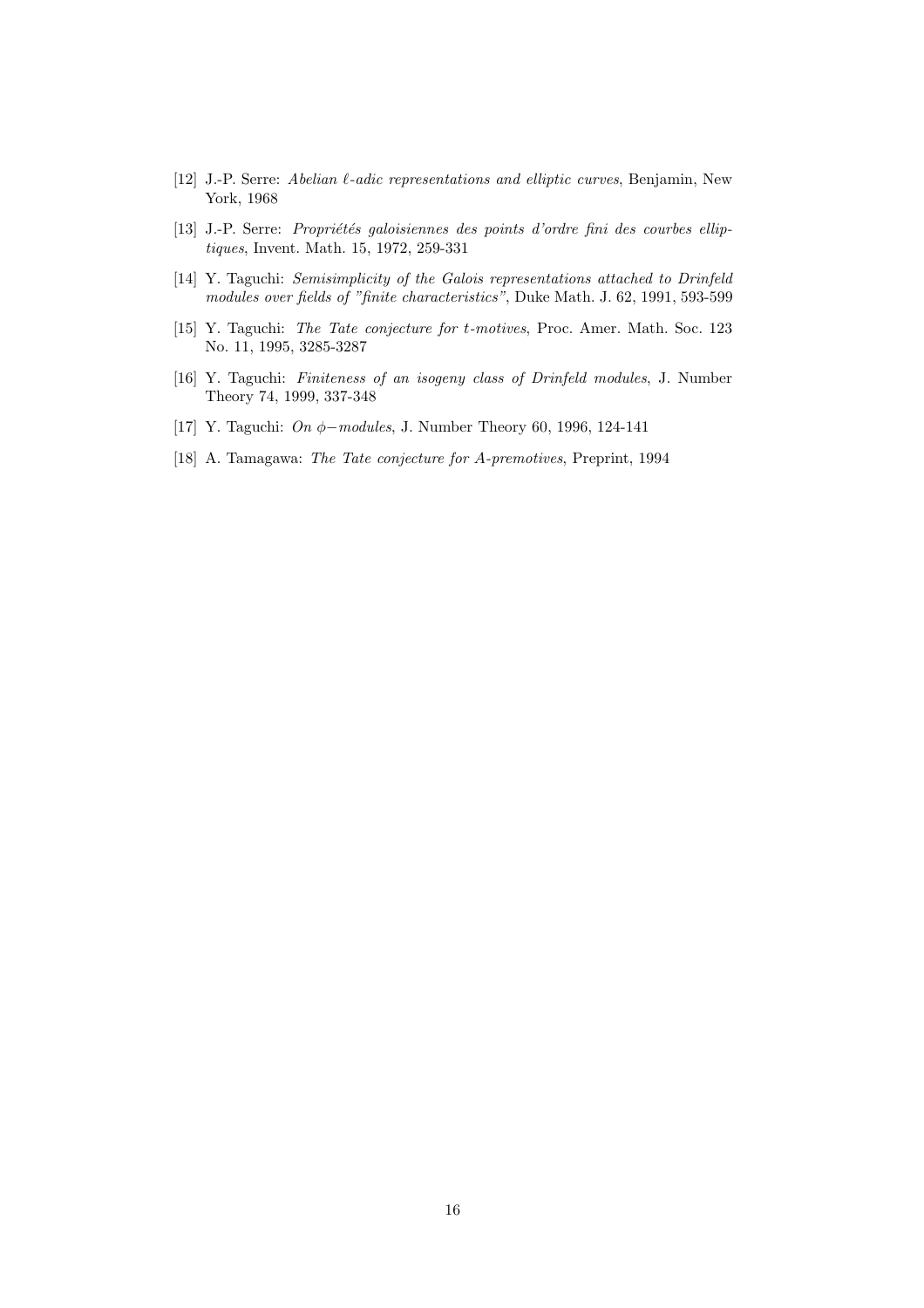[12] J.-P. Serre: *Abelian $\ell$-adic representations and elliptic curves*, Benjamin, New York, 1968

[13] J.-P. Serre: *Propriétés galoisiennes des points d'ordre fini des courbes elliptiques*, Invent. Math. 15, 1972, 259-331

[14] Y. Taguchi: *Semisimplicity of the Galois representations attached to Drinfeld modules over fields of "finite characteristics"*, Duke Math. J. 62, 1991, 593-599

[15] Y. Taguchi: *The Tate conjecture for $t$-motives*, Proc. Amer. Math. Soc. 123 No. 11, 1995, 3285-3287

[16] Y. Taguchi: *Finiteness of an isogeny class of Drinfeld modules*, J. Number Theory 74, 1999, 337-348

[17] Y. Taguchi: *On $\phi-$modules*, J. Number Theory 60, 1996, 124-141

[18] A. Tamagawa: *The Tate conjecture for A-premotives*, Preprint, 1994